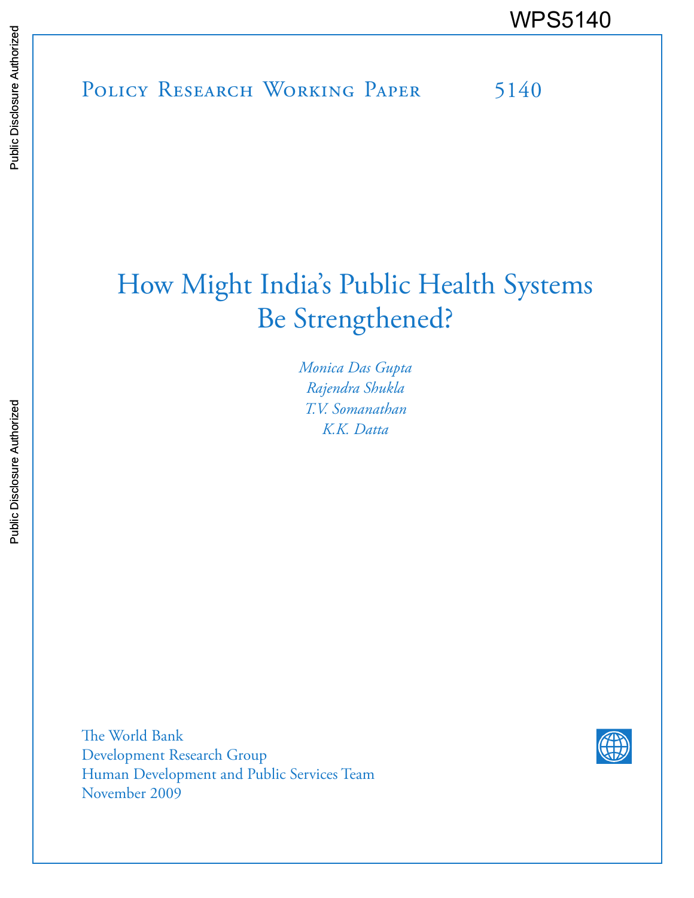WPS5140

Policy Research Working Paper 5140

# How Might India's Public Health Systems Be Strengthened?

*Monica Das Gupta*
*Rajendra Shukla*
*T.V. Somanathan*
*K.K. Datta*

The World Bank
Development Research Group
Human Development and Public Services Team
November 2009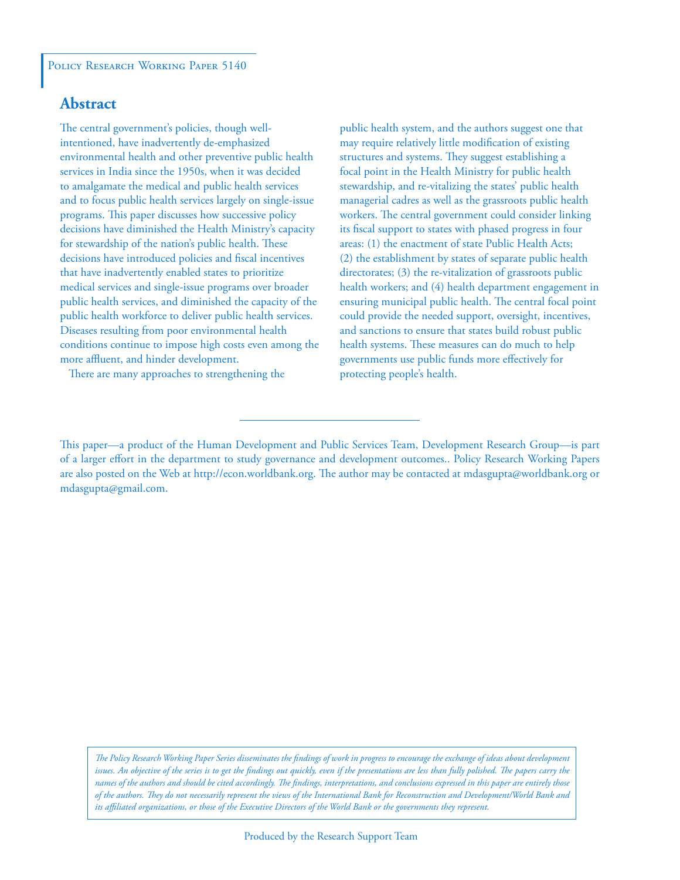Policy Research Working Paper 5140

## Abstract

The central government's policies, though well-intentioned, have inadvertently de-emphasized environmental health and other preventive public health services in India since the 1950s, when it was decided to amalgamate the medical and public health services and to focus public health services largely on single-issue programs. This paper discusses how successive policy decisions have diminished the Health Ministry's capacity for stewardship of the nation's public health. These decisions have introduced policies and fiscal incentives that have inadvertently enabled states to prioritize medical services and single-issue programs over broader public health services, and diminished the capacity of the public health workforce to deliver public health services. Diseases resulting from poor environmental health conditions continue to impose high costs even among the more affluent, and hinder development.

There are many approaches to strengthening the public health system, and the authors suggest one that may require relatively little modification of existing structures and systems. They suggest establishing a focal point in the Health Ministry for public health stewardship, and re-vitalizing the states' public health managerial cadres as well as the grassroots public health workers. The central government could consider linking its fiscal support to states with phased progress in four areas: (1) the enactment of state Public Health Acts; (2) the establishment by states of separate public health directorates; (3) the re-vitalization of grassroots public health workers; and (4) health department engagement in ensuring municipal public health. The central focal point could provide the needed support, oversight, incentives, and sanctions to ensure that states build robust public health systems. These measures can do much to help governments use public funds more effectively for protecting people's health.

This paper—a product of the Human Development and Public Services Team, Development Research Group—is part of a larger effort in the department to study governance and development outcomes.. Policy Research Working Papers are also posted on the Web at http://econ.worldbank.org. The author may be contacted at mdasgupta@worldbank.org or mdasgupta@gmail.com.

*The Policy Research Working Paper Series disseminates the findings of work in progress to encourage the exchange of ideas about development issues. An objective of the series is to get the findings out quickly, even if the presentations are less than fully polished. The papers carry the names of the authors and should be cited accordingly. The findings, interpretations, and conclusions expressed in this paper are entirely those of the authors. They do not necessarily represent the views of the International Bank for Reconstruction and Development/World Bank and its affiliated organizations, or those of the Executive Directors of the World Bank or the governments they represent.*

Produced by the Research Support Team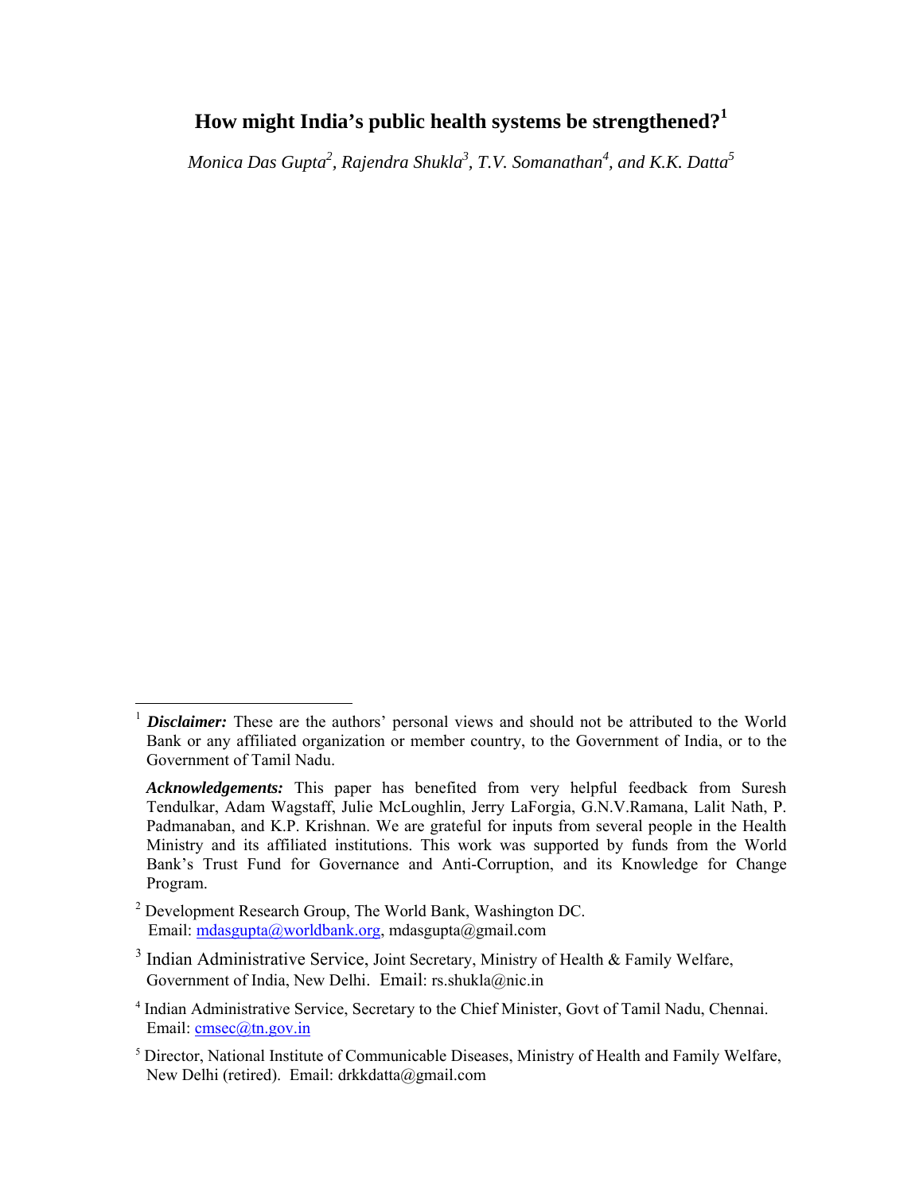# How might India's public health systems be strengthened?[1]

*Monica Das Gupta[2], Rajendra Shukla[3], T.V. Somanathan[4], and K.K. Datta[5]*

---

[1] ***Disclaimer:*** These are the authors' personal views and should not be attributed to the World Bank or any affiliated organization or member country, to the Government of India, or to the Government of Tamil Nadu.

***Acknowledgements:*** This paper has benefited from very helpful feedback from Suresh Tendulkar, Adam Wagstaff, Julie McLoughlin, Jerry LaForgia, G.N.V.Ramana, Lalit Nath, P. Padmanaban, and K.P. Krishnan. We are grateful for inputs from several people in the Health Ministry and its affiliated institutions. This work was supported by funds from the World Bank's Trust Fund for Governance and Anti-Corruption, and its Knowledge for Change Program.

[2] Development Research Group, The World Bank, Washington DC. Email: mdasgupta@worldbank.org, mdasgupta@gmail.com

[3] Indian Administrative Service, Joint Secretary, Ministry of Health & Family Welfare, Government of India, New Delhi. Email: rs.shukla@nic.in

[4] Indian Administrative Service, Secretary to the Chief Minister, Govt of Tamil Nadu, Chennai. Email: cmsec@tn.gov.in

[5] Director, National Institute of Communicable Diseases, Ministry of Health and Family Welfare, New Delhi (retired). Email: drkkdatta@gmail.com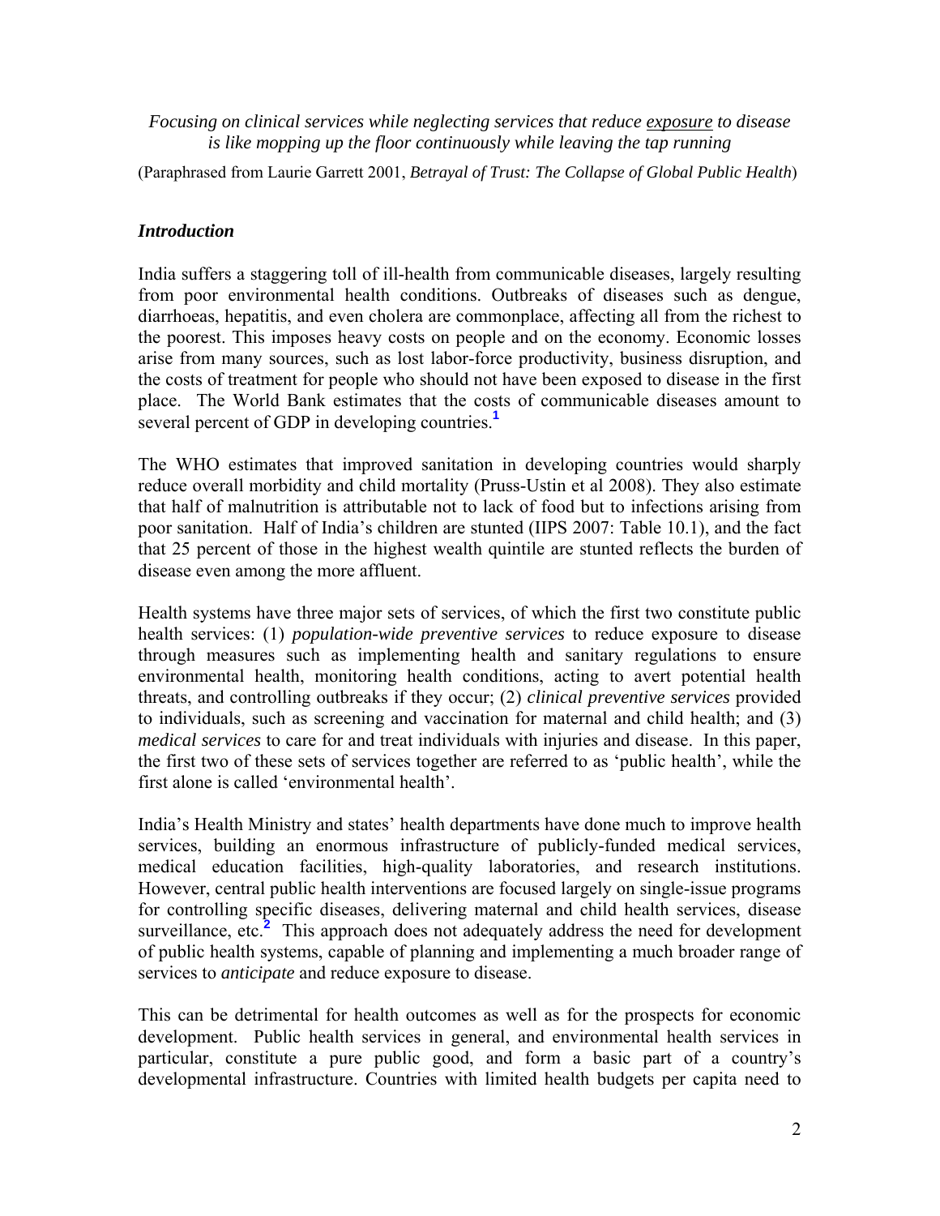*Focusing on clinical services while neglecting services that reduce <u>exposure</u> to disease is like mopping up the floor continuously while leaving the tap running*

(Paraphrased from Laurie Garrett 2001, *Betrayal of Trust: The Collapse of Global Public Health*)

## *Introduction*

India suffers a staggering toll of ill-health from communicable diseases, largely resulting from poor environmental health conditions. Outbreaks of diseases such as dengue, diarrhoeas, hepatitis, and even cholera are commonplace, affecting all from the richest to the poorest. This imposes heavy costs on people and on the economy. Economic losses arise from many sources, such as lost labor-force productivity, business disruption, and the costs of treatment for people who should not have been exposed to disease in the first place. The World Bank estimates that the costs of communicable diseases amount to several percent of GDP in developing countries.[1]

The WHO estimates that improved sanitation in developing countries would sharply reduce overall morbidity and child mortality (Pruss-Ustin et al 2008). They also estimate that half of malnutrition is attributable not to lack of food but to infections arising from poor sanitation. Half of India's children are stunted (IIPS 2007: Table 10.1), and the fact that 25 percent of those in the highest wealth quintile are stunted reflects the burden of disease even among the more affluent.

Health systems have three major sets of services, of which the first two constitute public health services: (1) *population-wide preventive services* to reduce exposure to disease through measures such as implementing health and sanitary regulations to ensure environmental health, monitoring health conditions, acting to avert potential health threats, and controlling outbreaks if they occur; (2) *clinical preventive services* provided to individuals, such as screening and vaccination for maternal and child health; and (3) *medical services* to care for and treat individuals with injuries and disease. In this paper, the first two of these sets of services together are referred to as 'public health', while the first alone is called 'environmental health'.

India's Health Ministry and states' health departments have done much to improve health services, building an enormous infrastructure of publicly-funded medical services, medical education facilities, high-quality laboratories, and research institutions. However, central public health interventions are focused largely on single-issue programs for controlling specific diseases, delivering maternal and child health services, disease surveillance, etc.[2] This approach does not adequately address the need for development of public health systems, capable of planning and implementing a much broader range of services to *anticipate* and reduce exposure to disease.

This can be detrimental for health outcomes as well as for the prospects for economic development. Public health services in general, and environmental health services in particular, constitute a pure public good, and form a basic part of a country's developmental infrastructure. Countries with limited health budgets per capita need to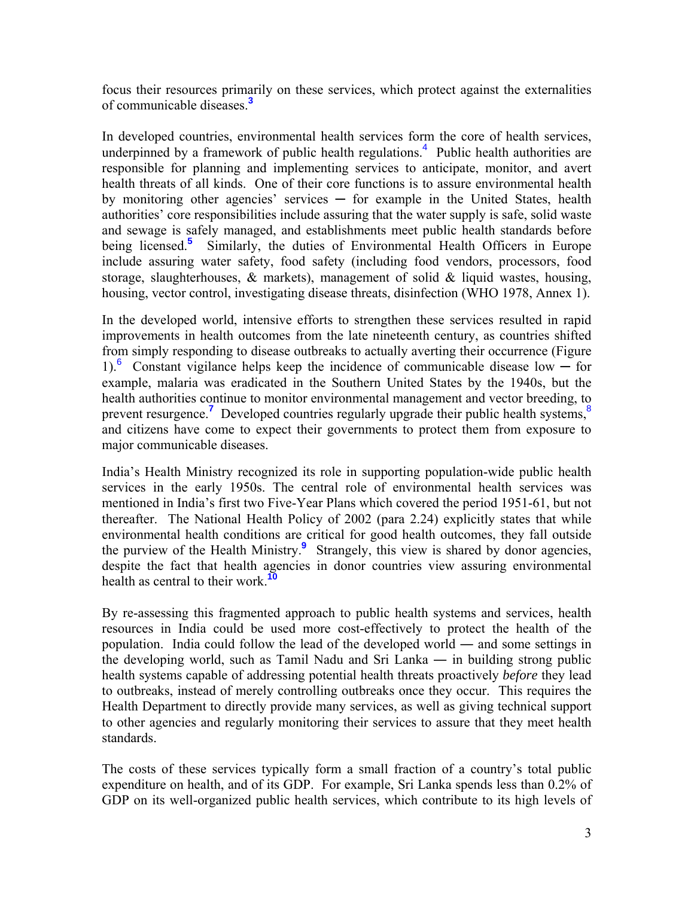focus their resources primarily on these services, which protect against the externalities of communicable diseases.[3]

In developed countries, environmental health services form the core of health services, underpinned by a framework of public health regulations.[4] Public health authorities are responsible for planning and implementing services to anticipate, monitor, and avert health threats of all kinds. One of their core functions is to assure environmental health by monitoring other agencies' services ─ for example in the United States, health authorities' core responsibilities include assuring that the water supply is safe, solid waste and sewage is safely managed, and establishments meet public health standards before being licensed.[5] Similarly, the duties of Environmental Health Officers in Europe include assuring water safety, food safety (including food vendors, processors, food storage, slaughterhouses, & markets), management of solid & liquid wastes, housing, housing, vector control, investigating disease threats, disinfection (WHO 1978, Annex 1).

In the developed world, intensive efforts to strengthen these services resulted in rapid improvements in health outcomes from the late nineteenth century, as countries shifted from simply responding to disease outbreaks to actually averting their occurrence (Figure 1).[6] Constant vigilance helps keep the incidence of communicable disease low ─ for example, malaria was eradicated in the Southern United States by the 1940s, but the health authorities continue to monitor environmental management and vector breeding, to prevent resurgence.[7] Developed countries regularly upgrade their public health systems,[8] and citizens have come to expect their governments to protect them from exposure to major communicable diseases.

India's Health Ministry recognized its role in supporting population-wide public health services in the early 1950s. The central role of environmental health services was mentioned in India's first two Five-Year Plans which covered the period 1951-61, but not thereafter. The National Health Policy of 2002 (para 2.24) explicitly states that while environmental health conditions are critical for good health outcomes, they fall outside the purview of the Health Ministry.[9] Strangely, this view is shared by donor agencies, despite the fact that health agencies in donor countries view assuring environmental health as central to their work.[10]

By re-assessing this fragmented approach to public health systems and services, health resources in India could be used more cost-effectively to protect the health of the population. India could follow the lead of the developed world — and some settings in the developing world, such as Tamil Nadu and Sri Lanka — in building strong public health systems capable of addressing potential health threats proactively *before* they lead to outbreaks, instead of merely controlling outbreaks once they occur. This requires the Health Department to directly provide many services, as well as giving technical support to other agencies and regularly monitoring their services to assure that they meet health standards.

The costs of these services typically form a small fraction of a country's total public expenditure on health, and of its GDP. For example, Sri Lanka spends less than 0.2% of GDP on its well-organized public health services, which contribute to its high levels of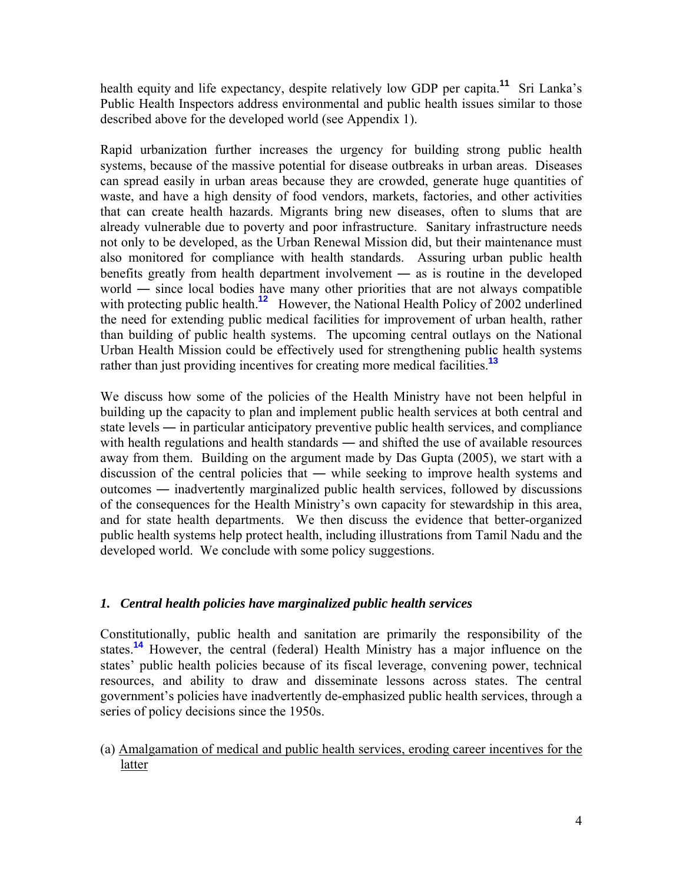health equity and life expectancy, despite relatively low GDP per capita.[11] Sri Lanka's Public Health Inspectors address environmental and public health issues similar to those described above for the developed world (see Appendix 1).

Rapid urbanization further increases the urgency for building strong public health systems, because of the massive potential for disease outbreaks in urban areas. Diseases can spread easily in urban areas because they are crowded, generate huge quantities of waste, and have a high density of food vendors, markets, factories, and other activities that can create health hazards. Migrants bring new diseases, often to slums that are already vulnerable due to poverty and poor infrastructure. Sanitary infrastructure needs not only to be developed, as the Urban Renewal Mission did, but their maintenance must also monitored for compliance with health standards. Assuring urban public health benefits greatly from health department involvement — as is routine in the developed world — since local bodies have many other priorities that are not always compatible with protecting public health.[12] However, the National Health Policy of 2002 underlined the need for extending public medical facilities for improvement of urban health, rather than building of public health systems. The upcoming central outlays on the National Urban Health Mission could be effectively used for strengthening public health systems rather than just providing incentives for creating more medical facilities.[13]

We discuss how some of the policies of the Health Ministry have not been helpful in building up the capacity to plan and implement public health services at both central and state levels — in particular anticipatory preventive public health services, and compliance with health regulations and health standards — and shifted the use of available resources away from them. Building on the argument made by Das Gupta (2005), we start with a discussion of the central policies that — while seeking to improve health systems and outcomes — inadvertently marginalized public health services, followed by discussions of the consequences for the Health Ministry's own capacity for stewardship in this area, and for state health departments. We then discuss the evidence that better-organized public health systems help protect health, including illustrations from Tamil Nadu and the developed world. We conclude with some policy suggestions.

## *1. Central health policies have marginalized public health services*

Constitutionally, public health and sanitation are primarily the responsibility of the states.[14] However, the central (federal) Health Ministry has a major influence on the states' public health policies because of its fiscal leverage, convening power, technical resources, and ability to draw and disseminate lessons across states. The central government's policies have inadvertently de-emphasized public health services, through a series of policy decisions since the 1950s.

(a) <u>Amalgamation of medical and public health services, eroding career incentives for the latter</u>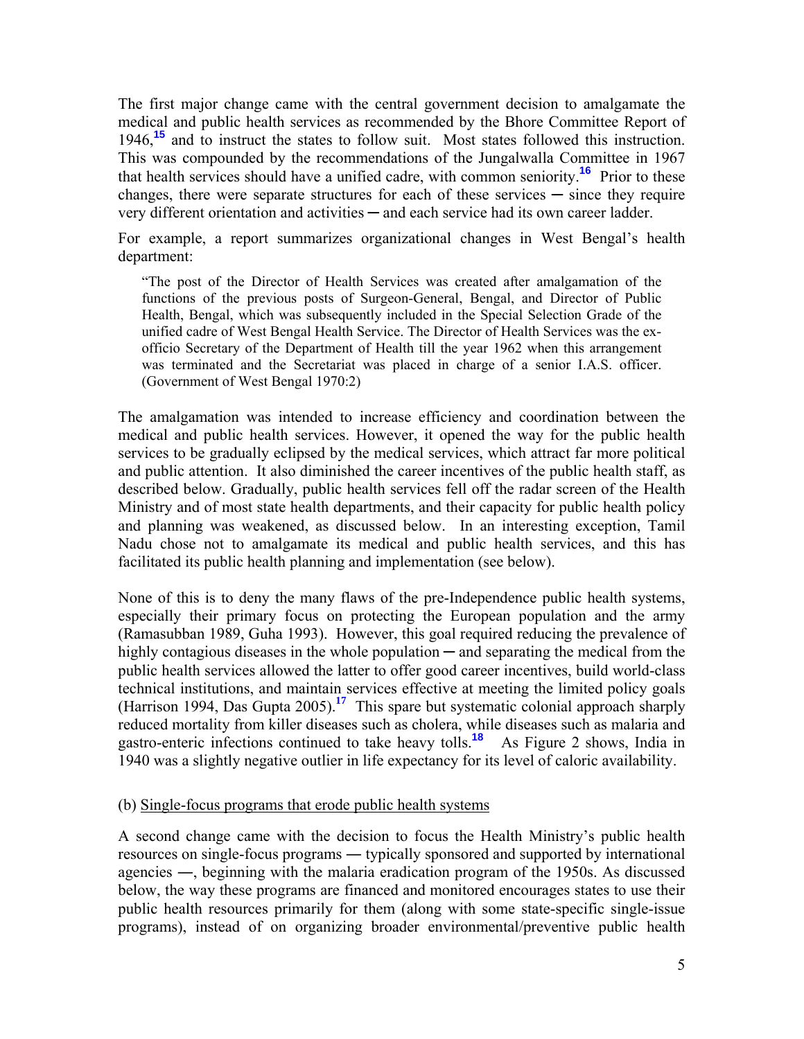The first major change came with the central government decision to amalgamate the medical and public health services as recommended by the Bhore Committee Report of 1946,[15] and to instruct the states to follow suit. Most states followed this instruction. This was compounded by the recommendations of the Jungalwalla Committee in 1967 that health services should have a unified cadre, with common seniority.[16] Prior to these changes, there were separate structures for each of these services ─ since they require very different orientation and activities ─ and each service had its own career ladder.

For example, a report summarizes organizational changes in West Bengal's health department:

> "The post of the Director of Health Services was created after amalgamation of the functions of the previous posts of Surgeon-General, Bengal, and Director of Public Health, Bengal, which was subsequently included in the Special Selection Grade of the unified cadre of West Bengal Health Service. The Director of Health Services was the ex-officio Secretary of the Department of Health till the year 1962 when this arrangement was terminated and the Secretariat was placed in charge of a senior I.A.S. officer. (Government of West Bengal 1970:2)

The amalgamation was intended to increase efficiency and coordination between the medical and public health services. However, it opened the way for the public health services to be gradually eclipsed by the medical services, which attract far more political and public attention. It also diminished the career incentives of the public health staff, as described below. Gradually, public health services fell off the radar screen of the Health Ministry and of most state health departments, and their capacity for public health policy and planning was weakened, as discussed below. In an interesting exception, Tamil Nadu chose not to amalgamate its medical and public health services, and this has facilitated its public health planning and implementation (see below).

None of this is to deny the many flaws of the pre-Independence public health systems, especially their primary focus on protecting the European population and the army (Ramasubban 1989, Guha 1993). However, this goal required reducing the prevalence of highly contagious diseases in the whole population ─ and separating the medical from the public health services allowed the latter to offer good career incentives, build world-class technical institutions, and maintain services effective at meeting the limited policy goals (Harrison 1994, Das Gupta 2005).[17] This spare but systematic colonial approach sharply reduced mortality from killer diseases such as cholera, while diseases such as malaria and gastro-enteric infections continued to take heavy tolls.[18] As Figure 2 shows, India in 1940 was a slightly negative outlier in life expectancy for its level of caloric availability.

(b) Single-focus programs that erode public health systems

A second change came with the decision to focus the Health Ministry's public health resources on single-focus programs ― typically sponsored and supported by international agencies ―, beginning with the malaria eradication program of the 1950s. As discussed below, the way these programs are financed and monitored encourages states to use their public health resources primarily for them (along with some state-specific single-issue programs), instead of on organizing broader environmental/preventive public health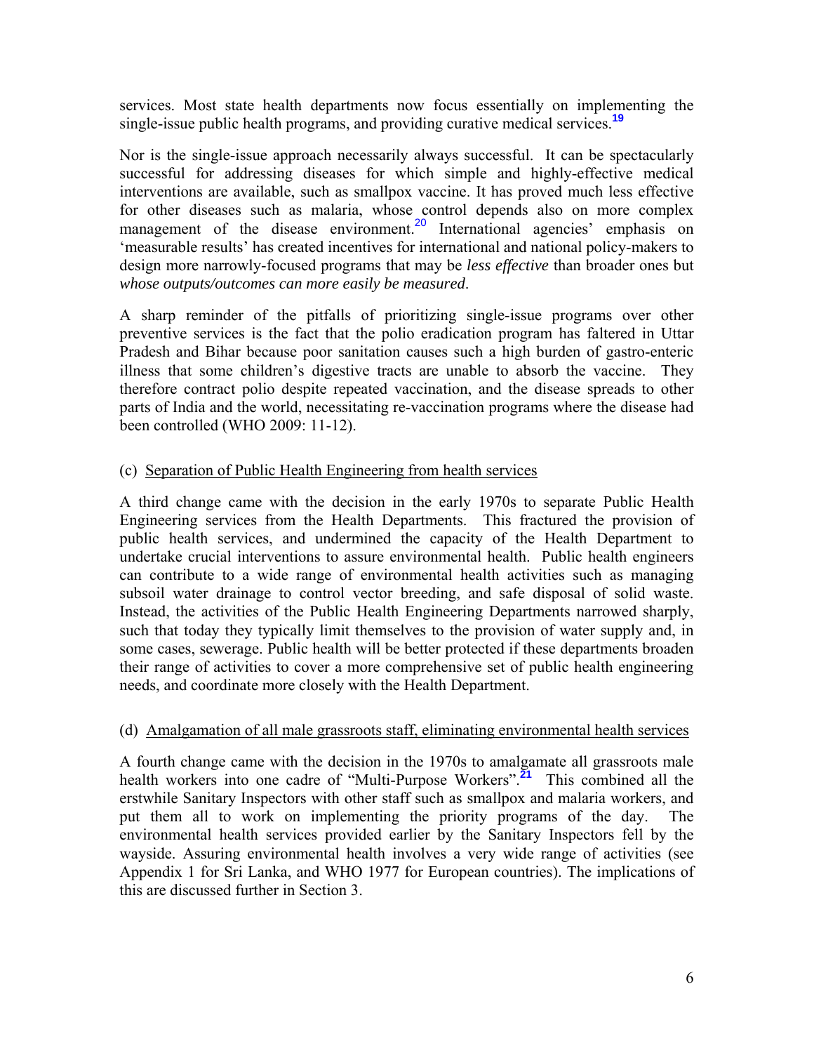services. Most state health departments now focus essentially on implementing the single-issue public health programs, and providing curative medical services.[19]

Nor is the single-issue approach necessarily always successful. It can be spectacularly successful for addressing diseases for which simple and highly-effective medical interventions are available, such as smallpox vaccine. It has proved much less effective for other diseases such as malaria, whose control depends also on more complex management of the disease environment.[20] International agencies' emphasis on 'measurable results' has created incentives for international and national policy-makers to design more narrowly-focused programs that may be *less effective* than broader ones but *whose outputs/outcomes can more easily be measured*.

A sharp reminder of the pitfalls of prioritizing single-issue programs over other preventive services is the fact that the polio eradication program has faltered in Uttar Pradesh and Bihar because poor sanitation causes such a high burden of gastro-enteric illness that some children's digestive tracts are unable to absorb the vaccine. They therefore contract polio despite repeated vaccination, and the disease spreads to other parts of India and the world, necessitating re-vaccination programs where the disease had been controlled (WHO 2009: 11-12).

(c) Separation of Public Health Engineering from health services

A third change came with the decision in the early 1970s to separate Public Health Engineering services from the Health Departments. This fractured the provision of public health services, and undermined the capacity of the Health Department to undertake crucial interventions to assure environmental health. Public health engineers can contribute to a wide range of environmental health activities such as managing subsoil water drainage to control vector breeding, and safe disposal of solid waste. Instead, the activities of the Public Health Engineering Departments narrowed sharply, such that today they typically limit themselves to the provision of water supply and, in some cases, sewerage. Public health will be better protected if these departments broaden their range of activities to cover a more comprehensive set of public health engineering needs, and coordinate more closely with the Health Department.

(d) Amalgamation of all male grassroots staff, eliminating environmental health services

A fourth change came with the decision in the 1970s to amalgamate all grassroots male health workers into one cadre of "Multi-Purpose Workers".[21] This combined all the erstwhile Sanitary Inspectors with other staff such as smallpox and malaria workers, and put them all to work on implementing the priority programs of the day. The environmental health services provided earlier by the Sanitary Inspectors fell by the wayside. Assuring environmental health involves a very wide range of activities (see Appendix 1 for Sri Lanka, and WHO 1977 for European countries). The implications of this are discussed further in Section 3.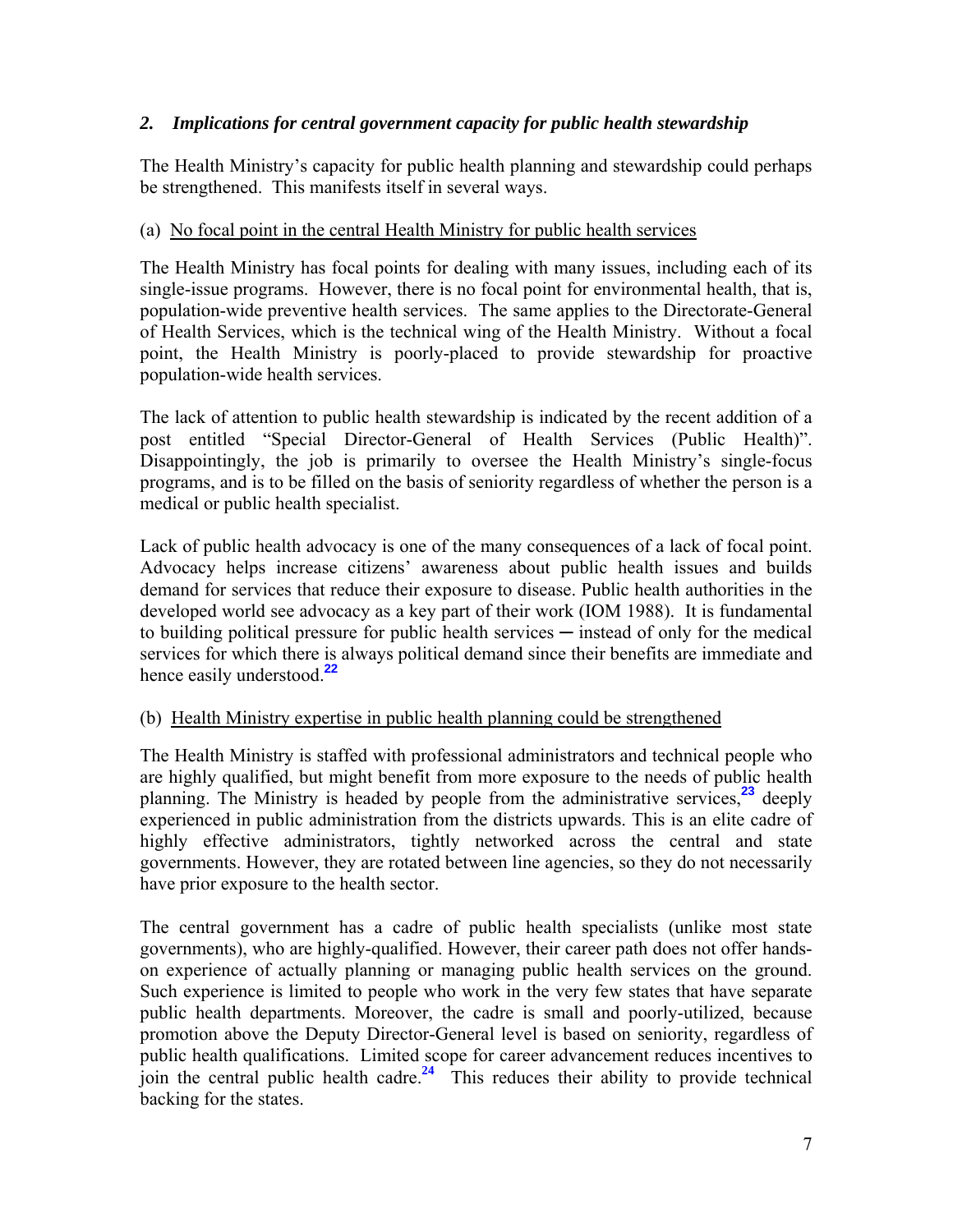## *2. Implications for central government capacity for public health stewardship*

The Health Ministry's capacity for public health planning and stewardship could perhaps be strengthened. This manifests itself in several ways.

(a) No focal point in the central Health Ministry for public health services

The Health Ministry has focal points for dealing with many issues, including each of its single-issue programs. However, there is no focal point for environmental health, that is, population-wide preventive health services. The same applies to the Directorate-General of Health Services, which is the technical wing of the Health Ministry. Without a focal point, the Health Ministry is poorly-placed to provide stewardship for proactive population-wide health services.

The lack of attention to public health stewardship is indicated by the recent addition of a post entitled "Special Director-General of Health Services (Public Health)". Disappointingly, the job is primarily to oversee the Health Ministry's single-focus programs, and is to be filled on the basis of seniority regardless of whether the person is a medical or public health specialist.

Lack of public health advocacy is one of the many consequences of a lack of focal point. Advocacy helps increase citizens' awareness about public health issues and builds demand for services that reduce their exposure to disease. Public health authorities in the developed world see advocacy as a key part of their work (IOM 1988). It is fundamental to building political pressure for public health services ─ instead of only for the medical services for which there is always political demand since their benefits are immediate and hence easily understood.[22]

(b) Health Ministry expertise in public health planning could be strengthened

The Health Ministry is staffed with professional administrators and technical people who are highly qualified, but might benefit from more exposure to the needs of public health planning. The Ministry is headed by people from the administrative services,[23] deeply experienced in public administration from the districts upwards. This is an elite cadre of highly effective administrators, tightly networked across the central and state governments. However, they are rotated between line agencies, so they do not necessarily have prior exposure to the health sector.

The central government has a cadre of public health specialists (unlike most state governments), who are highly-qualified. However, their career path does not offer hands-on experience of actually planning or managing public health services on the ground. Such experience is limited to people who work in the very few states that have separate public health departments. Moreover, the cadre is small and poorly-utilized, because promotion above the Deputy Director-General level is based on seniority, regardless of public health qualifications. Limited scope for career advancement reduces incentives to join the central public health cadre.[24] This reduces their ability to provide technical backing for the states.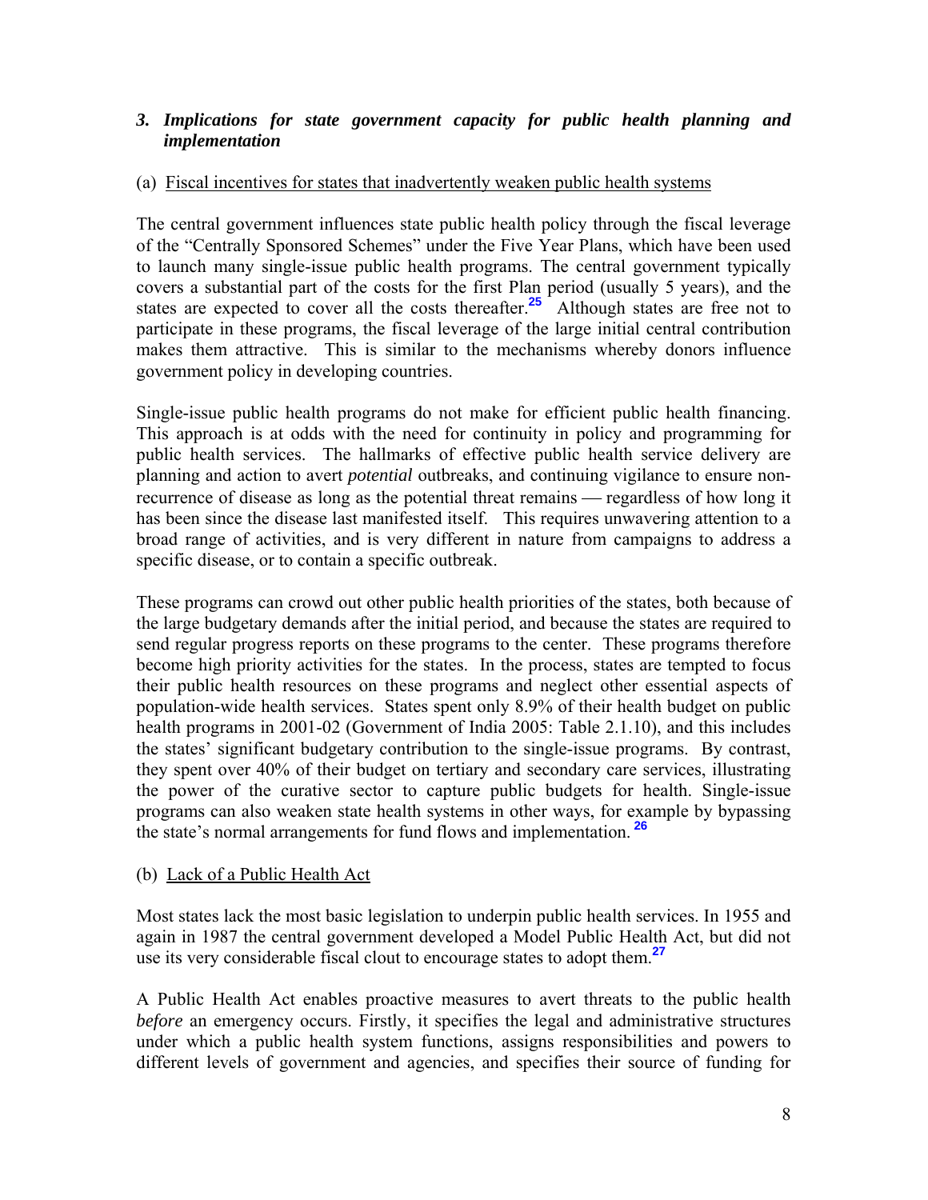### *3. Implications for state government capacity for public health planning and implementation*

(a) Fiscal incentives for states that inadvertently weaken public health systems

The central government influences state public health policy through the fiscal leverage of the "Centrally Sponsored Schemes" under the Five Year Plans, which have been used to launch many single-issue public health programs. The central government typically covers a substantial part of the costs for the first Plan period (usually 5 years), and the states are expected to cover all the costs thereafter.[25] Although states are free not to participate in these programs, the fiscal leverage of the large initial central contribution makes them attractive. This is similar to the mechanisms whereby donors influence government policy in developing countries.

Single-issue public health programs do not make for efficient public health financing. This approach is at odds with the need for continuity in policy and programming for public health services. The hallmarks of effective public health service delivery are planning and action to avert *potential* outbreaks, and continuing vigilance to ensure non-recurrence of disease as long as the potential threat remains — regardless of how long it has been since the disease last manifested itself. This requires unwavering attention to a broad range of activities, and is very different in nature from campaigns to address a specific disease, or to contain a specific outbreak.

These programs can crowd out other public health priorities of the states, both because of the large budgetary demands after the initial period, and because the states are required to send regular progress reports on these programs to the center. These programs therefore become high priority activities for the states. In the process, states are tempted to focus their public health resources on these programs and neglect other essential aspects of population-wide health services. States spent only 8.9% of their health budget on public health programs in 2001-02 (Government of India 2005: Table 2.1.10), and this includes the states' significant budgetary contribution to the single-issue programs. By contrast, they spent over 40% of their budget on tertiary and secondary care services, illustrating the power of the curative sector to capture public budgets for health. Single-issue programs can also weaken state health systems in other ways, for example by bypassing the state's normal arrangements for fund flows and implementation.[26]

(b) Lack of a Public Health Act

Most states lack the most basic legislation to underpin public health services. In 1955 and again in 1987 the central government developed a Model Public Health Act, but did not use its very considerable fiscal clout to encourage states to adopt them.[27]

A Public Health Act enables proactive measures to avert threats to the public health *before* an emergency occurs. Firstly, it specifies the legal and administrative structures under which a public health system functions, assigns responsibilities and powers to different levels of government and agencies, and specifies their source of funding for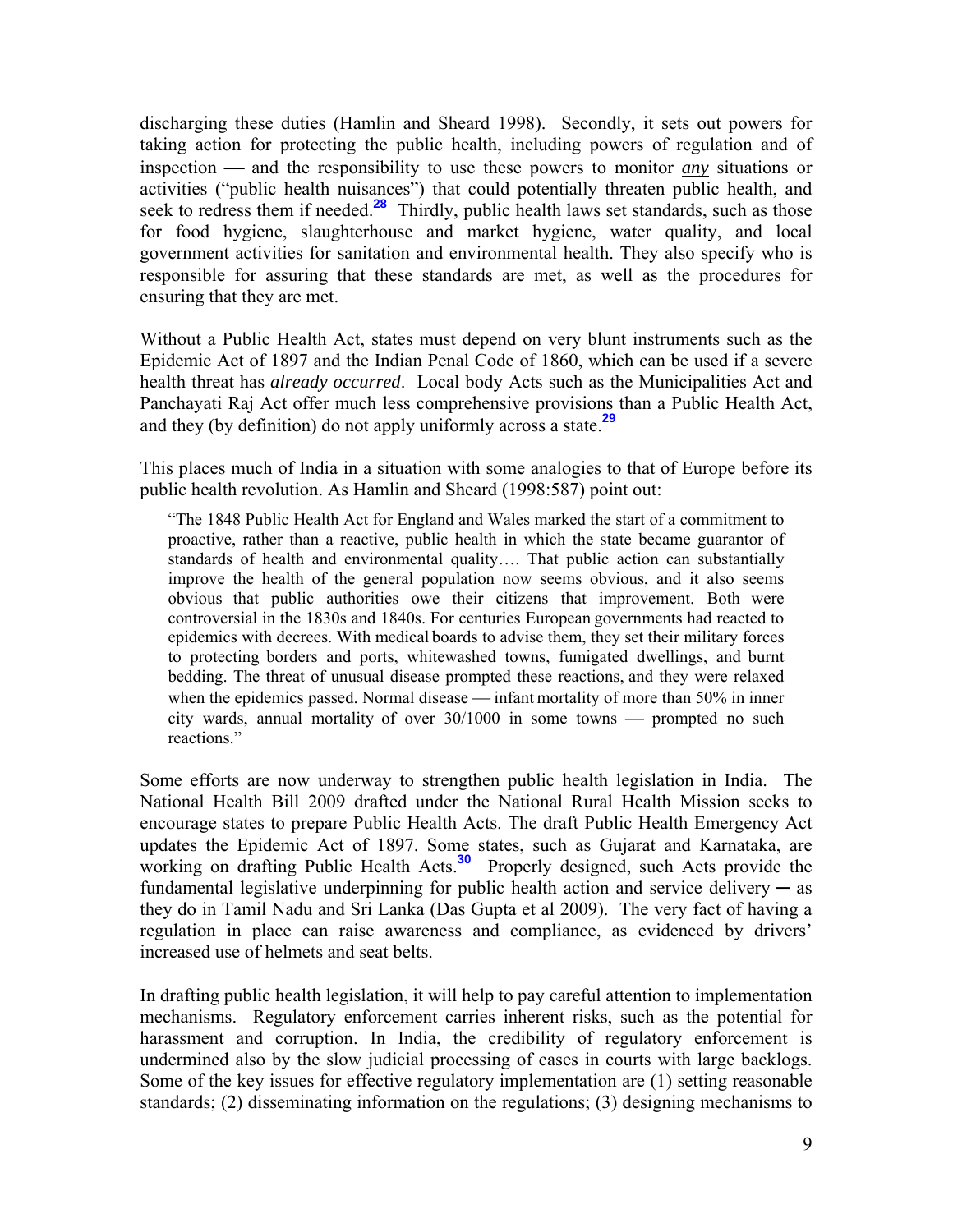discharging these duties (Hamlin and Sheard 1998). Secondly, it sets out powers for taking action for protecting the public health, including powers of regulation and of inspection — and the responsibility to use these powers to monitor ***any*** situations or activities ("public health nuisances") that could potentially threaten public health, and seek to redress them if needed.[28] Thirdly, public health laws set standards, such as those for food hygiene, slaughterhouse and market hygiene, water quality, and local government activities for sanitation and environmental health. They also specify who is responsible for assuring that these standards are met, as well as the procedures for ensuring that they are met.

Without a Public Health Act, states must depend on very blunt instruments such as the Epidemic Act of 1897 and the Indian Penal Code of 1860, which can be used if a severe health threat has *already occurred*. Local body Acts such as the Municipalities Act and Panchayati Raj Act offer much less comprehensive provisions than a Public Health Act, and they (by definition) do not apply uniformly across a state.[29]

This places much of India in a situation with some analogies to that of Europe before its public health revolution. As Hamlin and Sheard (1998:587) point out:

> "The 1848 Public Health Act for England and Wales marked the start of a commitment to proactive, rather than a reactive, public health in which the state became guarantor of standards of health and environmental quality…. That public action can substantially improve the health of the general population now seems obvious, and it also seems obvious that public authorities owe their citizens that improvement. Both were controversial in the 1830s and 1840s. For centuries European governments had reacted to epidemics with decrees. With medical boards to advise them, they set their military forces to protecting borders and ports, whitewashed towns, fumigated dwellings, and burnt bedding. The threat of unusual disease prompted these reactions, and they were relaxed when the epidemics passed. Normal disease — infant mortality of more than 50% in inner city wards, annual mortality of over 30/1000 in some towns — prompted no such reactions."

Some efforts are now underway to strengthen public health legislation in India. The National Health Bill 2009 drafted under the National Rural Health Mission seeks to encourage states to prepare Public Health Acts. The draft Public Health Emergency Act updates the Epidemic Act of 1897. Some states, such as Gujarat and Karnataka, are working on drafting Public Health Acts.[30] Properly designed, such Acts provide the fundamental legislative underpinning for public health action and service delivery ─ as they do in Tamil Nadu and Sri Lanka (Das Gupta et al 2009). The very fact of having a regulation in place can raise awareness and compliance, as evidenced by drivers' increased use of helmets and seat belts.

In drafting public health legislation, it will help to pay careful attention to implementation mechanisms. Regulatory enforcement carries inherent risks, such as the potential for harassment and corruption. In India, the credibility of regulatory enforcement is undermined also by the slow judicial processing of cases in courts with large backlogs. Some of the key issues for effective regulatory implementation are (1) setting reasonable standards; (2) disseminating information on the regulations; (3) designing mechanisms to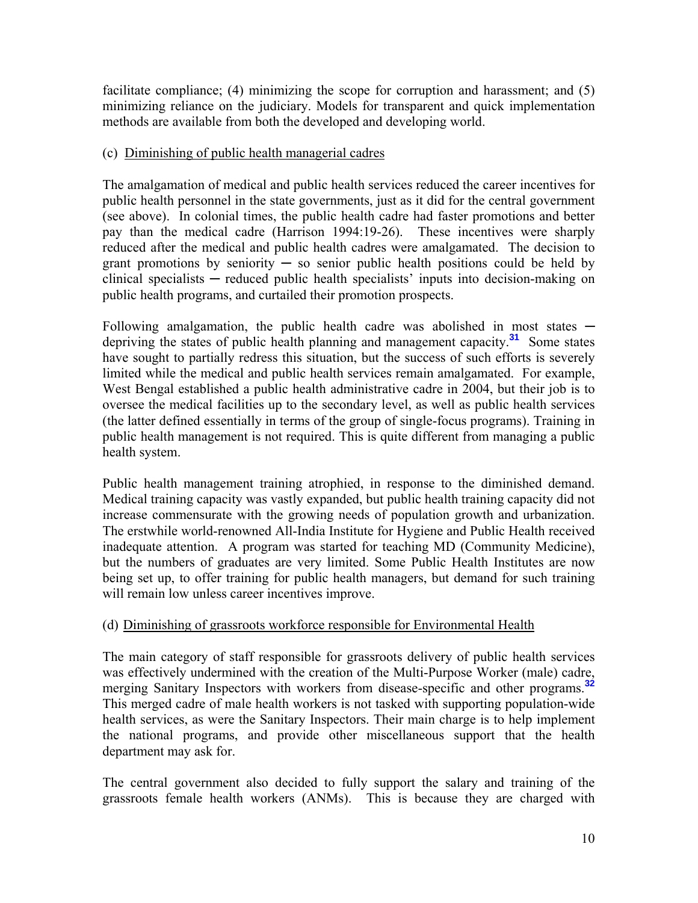facilitate compliance; (4) minimizing the scope for corruption and harassment; and (5) minimizing reliance on the judiciary. Models for transparent and quick implementation methods are available from both the developed and developing world.

(c) Diminishing of public health managerial cadres

The amalgamation of medical and public health services reduced the career incentives for public health personnel in the state governments, just as it did for the central government (see above). In colonial times, the public health cadre had faster promotions and better pay than the medical cadre (Harrison 1994:19-26). These incentives were sharply reduced after the medical and public health cadres were amalgamated. The decision to grant promotions by seniority ─ so senior public health positions could be held by clinical specialists ─ reduced public health specialists' inputs into decision-making on public health programs, and curtailed their promotion prospects.

Following amalgamation, the public health cadre was abolished in most states ─ depriving the states of public health planning and management capacity.[31] Some states have sought to partially redress this situation, but the success of such efforts is severely limited while the medical and public health services remain amalgamated. For example, West Bengal established a public health administrative cadre in 2004, but their job is to oversee the medical facilities up to the secondary level, as well as public health services (the latter defined essentially in terms of the group of single-focus programs). Training in public health management is not required. This is quite different from managing a public health system.

Public health management training atrophied, in response to the diminished demand. Medical training capacity was vastly expanded, but public health training capacity did not increase commensurate with the growing needs of population growth and urbanization. The erstwhile world-renowned All-India Institute for Hygiene and Public Health received inadequate attention. A program was started for teaching MD (Community Medicine), but the numbers of graduates are very limited. Some Public Health Institutes are now being set up, to offer training for public health managers, but demand for such training will remain low unless career incentives improve.

(d) Diminishing of grassroots workforce responsible for Environmental Health

The main category of staff responsible for grassroots delivery of public health services was effectively undermined with the creation of the Multi-Purpose Worker (male) cadre, merging Sanitary Inspectors with workers from disease-specific and other programs.[32] This merged cadre of male health workers is not tasked with supporting population-wide health services, as were the Sanitary Inspectors. Their main charge is to help implement the national programs, and provide other miscellaneous support that the health department may ask for.

The central government also decided to fully support the salary and training of the grassroots female health workers (ANMs). This is because they are charged with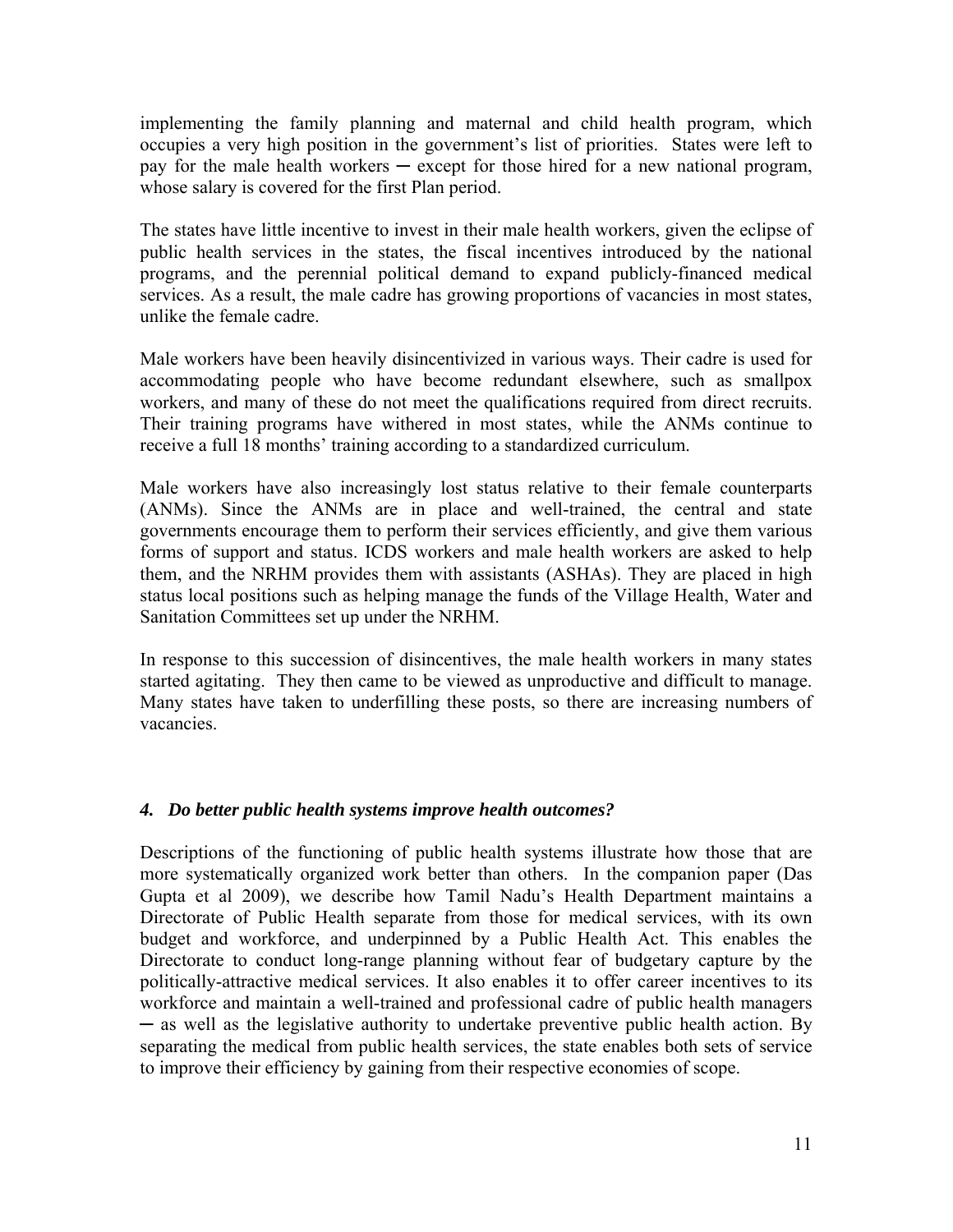implementing the family planning and maternal and child health program, which occupies a very high position in the government's list of priorities. States were left to pay for the male health workers ─ except for those hired for a new national program, whose salary is covered for the first Plan period.

The states have little incentive to invest in their male health workers, given the eclipse of public health services in the states, the fiscal incentives introduced by the national programs, and the perennial political demand to expand publicly-financed medical services. As a result, the male cadre has growing proportions of vacancies in most states, unlike the female cadre.

Male workers have been heavily disincentivized in various ways. Their cadre is used for accommodating people who have become redundant elsewhere, such as smallpox workers, and many of these do not meet the qualifications required from direct recruits. Their training programs have withered in most states, while the ANMs continue to receive a full 18 months' training according to a standardized curriculum.

Male workers have also increasingly lost status relative to their female counterparts (ANMs). Since the ANMs are in place and well-trained, the central and state governments encourage them to perform their services efficiently, and give them various forms of support and status. ICDS workers and male health workers are asked to help them, and the NRHM provides them with assistants (ASHAs). They are placed in high status local positions such as helping manage the funds of the Village Health, Water and Sanitation Committees set up under the NRHM.

In response to this succession of disincentives, the male health workers in many states started agitating. They then came to be viewed as unproductive and difficult to manage. Many states have taken to underfilling these posts, so there are increasing numbers of vacancies.

## *4. Do better public health systems improve health outcomes?*

Descriptions of the functioning of public health systems illustrate how those that are more systematically organized work better than others. In the companion paper (Das Gupta et al 2009), we describe how Tamil Nadu's Health Department maintains a Directorate of Public Health separate from those for medical services, with its own budget and workforce, and underpinned by a Public Health Act. This enables the Directorate to conduct long-range planning without fear of budgetary capture by the politically-attractive medical services. It also enables it to offer career incentives to its workforce and maintain a well-trained and professional cadre of public health managers ─ as well as the legislative authority to undertake preventive public health action. By separating the medical from public health services, the state enables both sets of service to improve their efficiency by gaining from their respective economies of scope.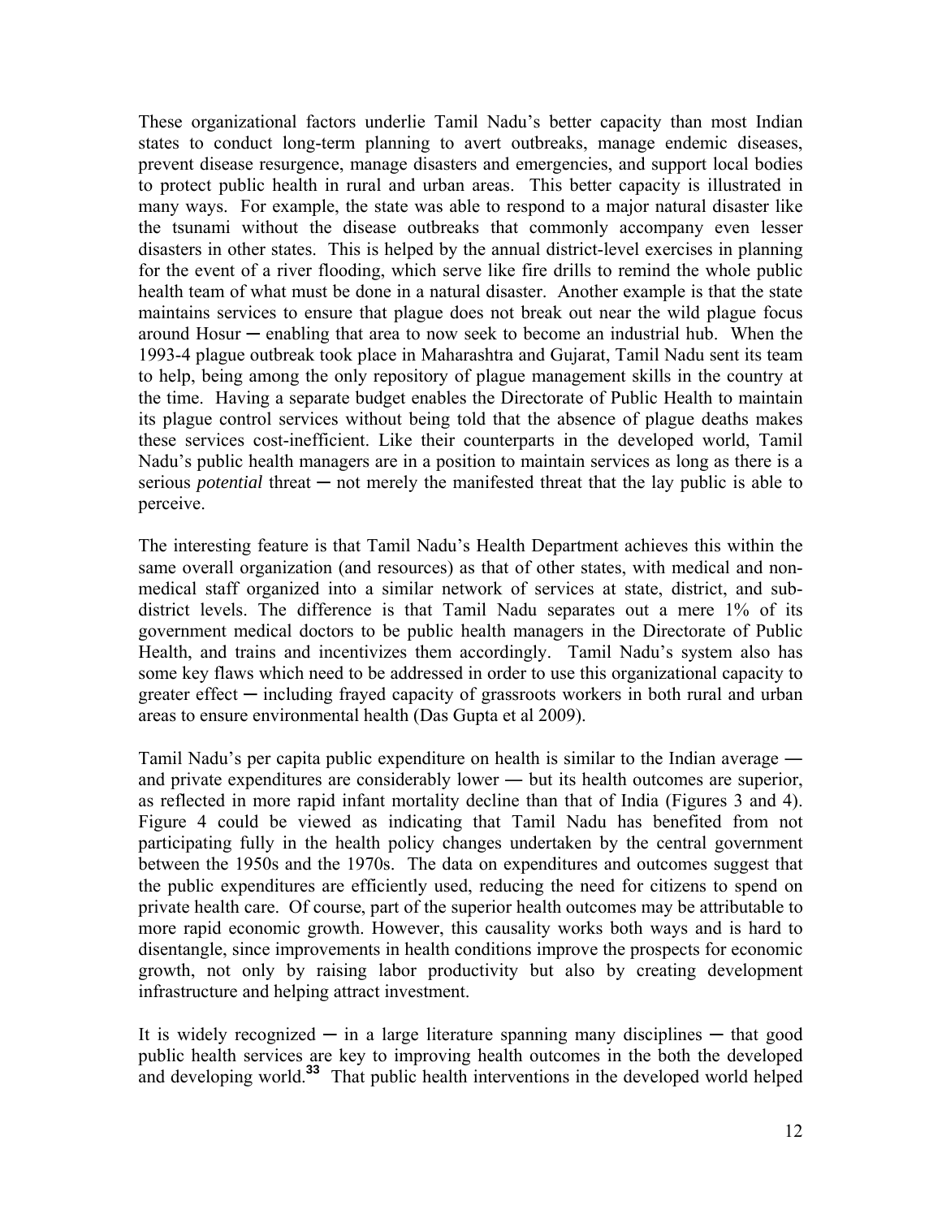These organizational factors underlie Tamil Nadu's better capacity than most Indian states to conduct long-term planning to avert outbreaks, manage endemic diseases, prevent disease resurgence, manage disasters and emergencies, and support local bodies to protect public health in rural and urban areas. This better capacity is illustrated in many ways. For example, the state was able to respond to a major natural disaster like the tsunami without the disease outbreaks that commonly accompany even lesser disasters in other states. This is helped by the annual district-level exercises in planning for the event of a river flooding, which serve like fire drills to remind the whole public health team of what must be done in a natural disaster. Another example is that the state maintains services to ensure that plague does not break out near the wild plague focus around Hosur ─ enabling that area to now seek to become an industrial hub. When the 1993-4 plague outbreak took place in Maharashtra and Gujarat, Tamil Nadu sent its team to help, being among the only repository of plague management skills in the country at the time. Having a separate budget enables the Directorate of Public Health to maintain its plague control services without being told that the absence of plague deaths makes these services cost-inefficient. Like their counterparts in the developed world, Tamil Nadu's public health managers are in a position to maintain services as long as there is a serious *potential* threat ─ not merely the manifested threat that the lay public is able to perceive.

The interesting feature is that Tamil Nadu's Health Department achieves this within the same overall organization (and resources) as that of other states, with medical and non-medical staff organized into a similar network of services at state, district, and sub-district levels. The difference is that Tamil Nadu separates out a mere 1% of its government medical doctors to be public health managers in the Directorate of Public Health, and trains and incentivizes them accordingly. Tamil Nadu's system also has some key flaws which need to be addressed in order to use this organizational capacity to greater effect ─ including frayed capacity of grassroots workers in both rural and urban areas to ensure environmental health (Das Gupta et al 2009).

Tamil Nadu's per capita public expenditure on health is similar to the Indian average — and private expenditures are considerably lower — but its health outcomes are superior, as reflected in more rapid infant mortality decline than that of India (Figures 3 and 4). Figure 4 could be viewed as indicating that Tamil Nadu has benefited from not participating fully in the health policy changes undertaken by the central government between the 1950s and the 1970s. The data on expenditures and outcomes suggest that the public expenditures are efficiently used, reducing the need for citizens to spend on private health care. Of course, part of the superior health outcomes may be attributable to more rapid economic growth. However, this causality works both ways and is hard to disentangle, since improvements in health conditions improve the prospects for economic growth, not only by raising labor productivity but also by creating development infrastructure and helping attract investment.

It is widely recognized ─ in a large literature spanning many disciplines ─ that good public health services are key to improving health outcomes in the both the developed and developing world.[33] That public health interventions in the developed world helped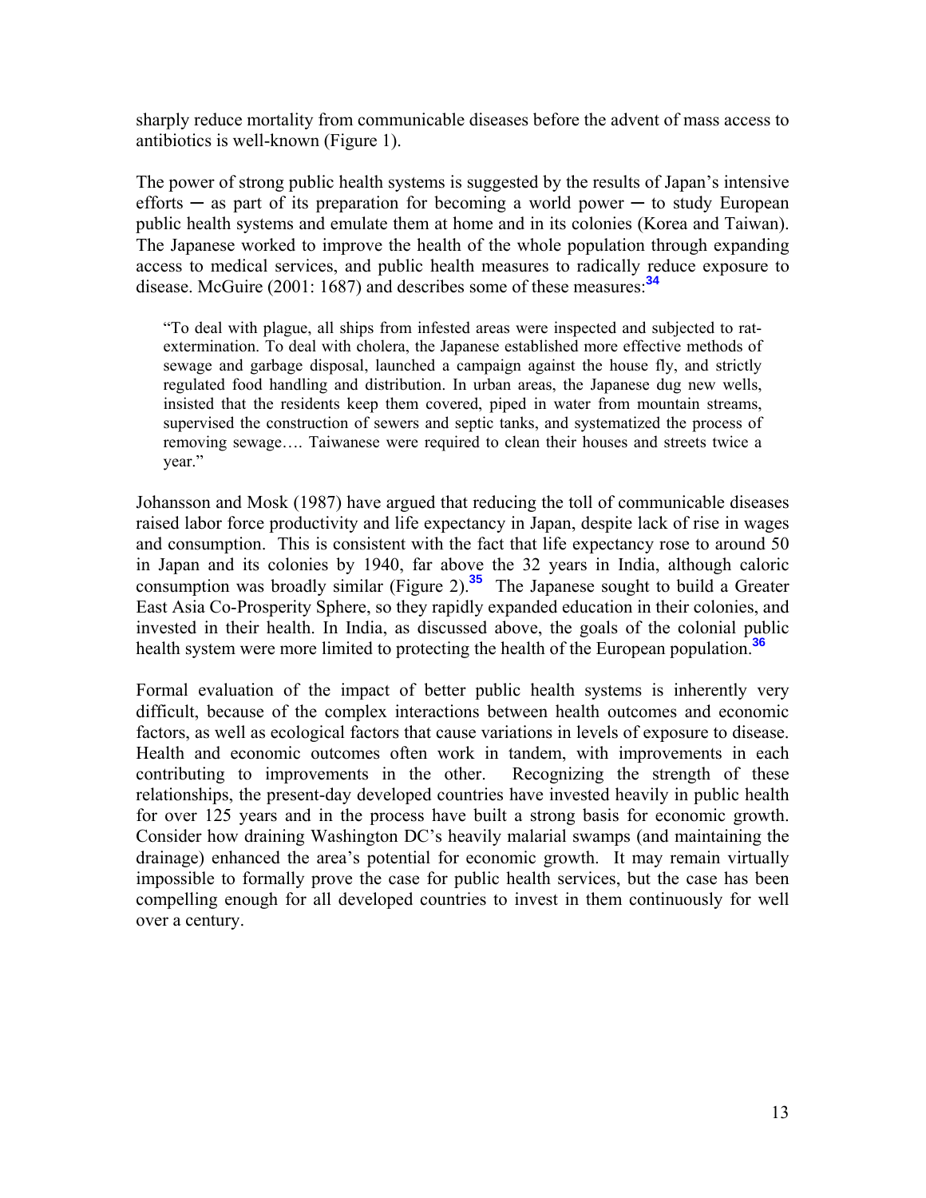sharply reduce mortality from communicable diseases before the advent of mass access to antibiotics is well-known (Figure 1).

The power of strong public health systems is suggested by the results of Japan's intensive efforts ─ as part of its preparation for becoming a world power ─ to study European public health systems and emulate them at home and in its colonies (Korea and Taiwan). The Japanese worked to improve the health of the whole population through expanding access to medical services, and public health measures to radically reduce exposure to disease. McGuire (2001: 1687) and describes some of these measures:[34]

> "To deal with plague, all ships from infested areas were inspected and subjected to rat-extermination. To deal with cholera, the Japanese established more effective methods of sewage and garbage disposal, launched a campaign against the house fly, and strictly regulated food handling and distribution. In urban areas, the Japanese dug new wells, insisted that the residents keep them covered, piped in water from mountain streams, supervised the construction of sewers and septic tanks, and systematized the process of removing sewage…. Taiwanese were required to clean their houses and streets twice a year."

Johansson and Mosk (1987) have argued that reducing the toll of communicable diseases raised labor force productivity and life expectancy in Japan, despite lack of rise in wages and consumption. This is consistent with the fact that life expectancy rose to around 50 in Japan and its colonies by 1940, far above the 32 years in India, although caloric consumption was broadly similar (Figure 2).[35] The Japanese sought to build a Greater East Asia Co-Prosperity Sphere, so they rapidly expanded education in their colonies, and invested in their health. In India, as discussed above, the goals of the colonial public health system were more limited to protecting the health of the European population.[36]

Formal evaluation of the impact of better public health systems is inherently very difficult, because of the complex interactions between health outcomes and economic factors, as well as ecological factors that cause variations in levels of exposure to disease. Health and economic outcomes often work in tandem, with improvements in each contributing to improvements in the other. Recognizing the strength of these relationships, the present-day developed countries have invested heavily in public health for over 125 years and in the process have built a strong basis for economic growth. Consider how draining Washington DC's heavily malarial swamps (and maintaining the drainage) enhanced the area's potential for economic growth. It may remain virtually impossible to formally prove the case for public health services, but the case has been compelling enough for all developed countries to invest in them continuously for well over a century.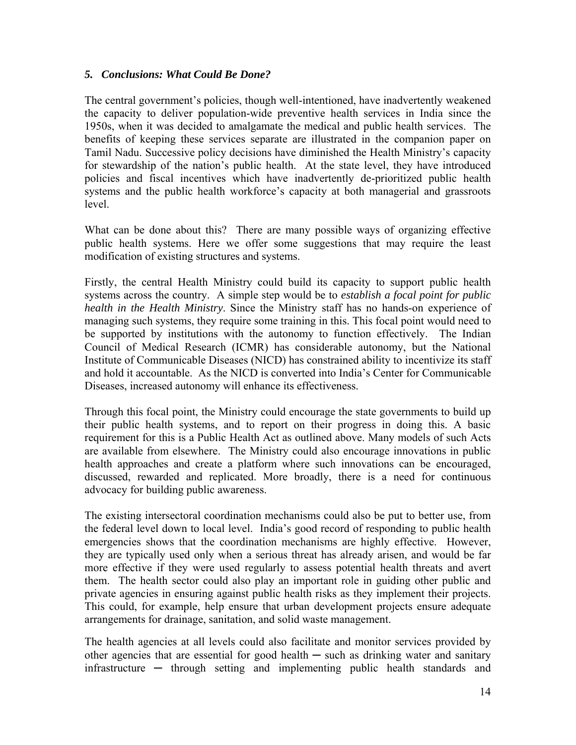### *5. Conclusions: What Could Be Done?*

The central government's policies, though well-intentioned, have inadvertently weakened the capacity to deliver population-wide preventive health services in India since the 1950s, when it was decided to amalgamate the medical and public health services. The benefits of keeping these services separate are illustrated in the companion paper on Tamil Nadu. Successive policy decisions have diminished the Health Ministry's capacity for stewardship of the nation's public health. At the state level, they have introduced policies and fiscal incentives which have inadvertently de-prioritized public health systems and the public health workforce's capacity at both managerial and grassroots level.

What can be done about this? There are many possible ways of organizing effective public health systems. Here we offer some suggestions that may require the least modification of existing structures and systems.

Firstly, the central Health Ministry could build its capacity to support public health systems across the country. A simple step would be to *establish a focal point for public health in the Health Ministry*. Since the Ministry staff has no hands-on experience of managing such systems, they require some training in this. This focal point would need to be supported by institutions with the autonomy to function effectively. The Indian Council of Medical Research (ICMR) has considerable autonomy, but the National Institute of Communicable Diseases (NICD) has constrained ability to incentivize its staff and hold it accountable. As the NICD is converted into India's Center for Communicable Diseases, increased autonomy will enhance its effectiveness.

Through this focal point, the Ministry could encourage the state governments to build up their public health systems, and to report on their progress in doing this. A basic requirement for this is a Public Health Act as outlined above. Many models of such Acts are available from elsewhere. The Ministry could also encourage innovations in public health approaches and create a platform where such innovations can be encouraged, discussed, rewarded and replicated. More broadly, there is a need for continuous advocacy for building public awareness.

The existing intersectoral coordination mechanisms could also be put to better use, from the federal level down to local level. India's good record of responding to public health emergencies shows that the coordination mechanisms are highly effective. However, they are typically used only when a serious threat has already arisen, and would be far more effective if they were used regularly to assess potential health threats and avert them. The health sector could also play an important role in guiding other public and private agencies in ensuring against public health risks as they implement their projects. This could, for example, help ensure that urban development projects ensure adequate arrangements for drainage, sanitation, and solid waste management.

The health agencies at all levels could also facilitate and monitor services provided by other agencies that are essential for good health ─ such as drinking water and sanitary infrastructure ─ through setting and implementing public health standards and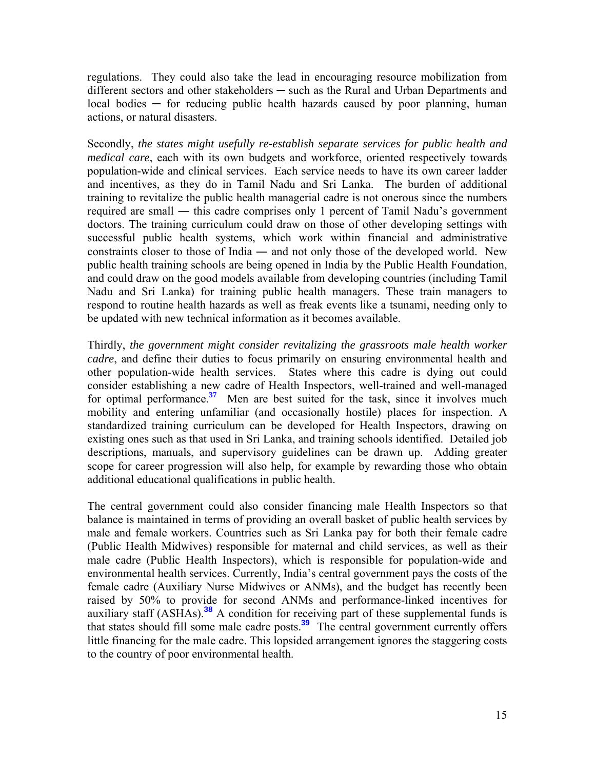regulations. They could also take the lead in encouraging resource mobilization from different sectors and other stakeholders ─ such as the Rural and Urban Departments and local bodies ─ for reducing public health hazards caused by poor planning, human actions, or natural disasters.

Secondly, *the states might usefully re-establish separate services for public health and medical care*, each with its own budgets and workforce, oriented respectively towards population-wide and clinical services. Each service needs to have its own career ladder and incentives, as they do in Tamil Nadu and Sri Lanka. The burden of additional training to revitalize the public health managerial cadre is not onerous since the numbers required are small — this cadre comprises only 1 percent of Tamil Nadu's government doctors. The training curriculum could draw on those of other developing settings with successful public health systems, which work within financial and administrative constraints closer to those of India — and not only those of the developed world. New public health training schools are being opened in India by the Public Health Foundation, and could draw on the good models available from developing countries (including Tamil Nadu and Sri Lanka) for training public health managers. These train managers to respond to routine health hazards as well as freak events like a tsunami, needing only to be updated with new technical information as it becomes available.

Thirdly, *the government might consider revitalizing the grassroots male health worker cadre*, and define their duties to focus primarily on ensuring environmental health and other population-wide health services. States where this cadre is dying out could consider establishing a new cadre of Health Inspectors, well-trained and well-managed for optimal performance.[37] Men are best suited for the task, since it involves much mobility and entering unfamiliar (and occasionally hostile) places for inspection. A standardized training curriculum can be developed for Health Inspectors, drawing on existing ones such as that used in Sri Lanka, and training schools identified. Detailed job descriptions, manuals, and supervisory guidelines can be drawn up. Adding greater scope for career progression will also help, for example by rewarding those who obtain additional educational qualifications in public health.

The central government could also consider financing male Health Inspectors so that balance is maintained in terms of providing an overall basket of public health services by male and female workers. Countries such as Sri Lanka pay for both their female cadre (Public Health Midwives) responsible for maternal and child services, as well as their male cadre (Public Health Inspectors), which is responsible for population-wide and environmental health services. Currently, India's central government pays the costs of the female cadre (Auxiliary Nurse Midwives or ANMs), and the budget has recently been raised by 50% to provide for second ANMs and performance-linked incentives for auxiliary staff (ASHAs).[38] A condition for receiving part of these supplemental funds is that states should fill some male cadre posts.[39] The central government currently offers little financing for the male cadre. This lopsided arrangement ignores the staggering costs to the country of poor environmental health.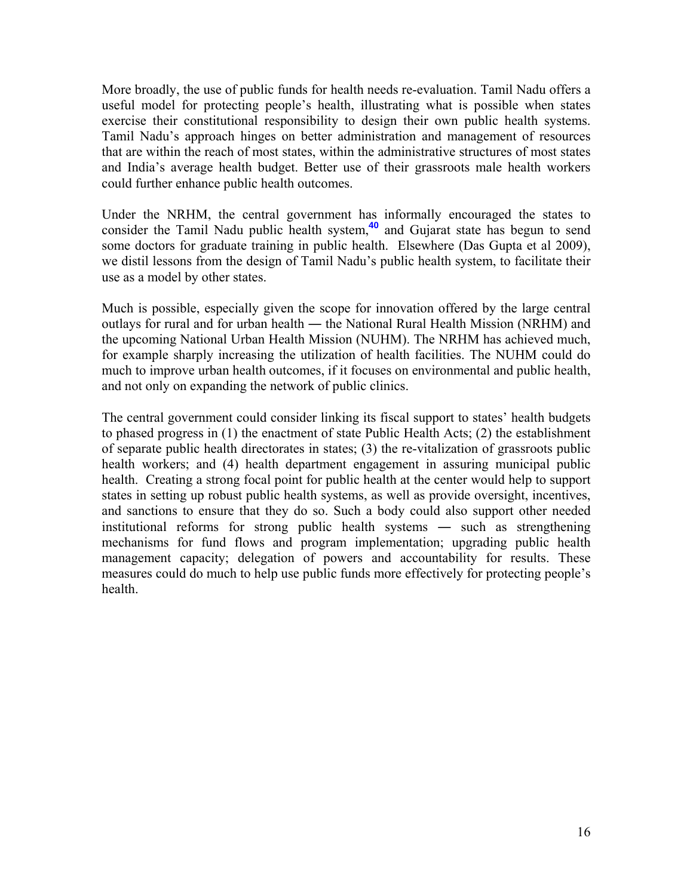More broadly, the use of public funds for health needs re-evaluation. Tamil Nadu offers a useful model for protecting people's health, illustrating what is possible when states exercise their constitutional responsibility to design their own public health systems. Tamil Nadu's approach hinges on better administration and management of resources that are within the reach of most states, within the administrative structures of most states and India's average health budget. Better use of their grassroots male health workers could further enhance public health outcomes.

Under the NRHM, the central government has informally encouraged the states to consider the Tamil Nadu public health system,[40] and Gujarat state has begun to send some doctors for graduate training in public health. Elsewhere (Das Gupta et al 2009), we distil lessons from the design of Tamil Nadu's public health system, to facilitate their use as a model by other states.

Much is possible, especially given the scope for innovation offered by the large central outlays for rural and for urban health ― the National Rural Health Mission (NRHM) and the upcoming National Urban Health Mission (NUHM). The NRHM has achieved much, for example sharply increasing the utilization of health facilities. The NUHM could do much to improve urban health outcomes, if it focuses on environmental and public health, and not only on expanding the network of public clinics.

The central government could consider linking its fiscal support to states' health budgets to phased progress in (1) the enactment of state Public Health Acts; (2) the establishment of separate public health directorates in states; (3) the re-vitalization of grassroots public health workers; and (4) health department engagement in assuring municipal public health. Creating a strong focal point for public health at the center would help to support states in setting up robust public health systems, as well as provide oversight, incentives, and sanctions to ensure that they do so. Such a body could also support other needed institutional reforms for strong public health systems ― such as strengthening mechanisms for fund flows and program implementation; upgrading public health management capacity; delegation of powers and accountability for results. These measures could do much to help use public funds more effectively for protecting people's health.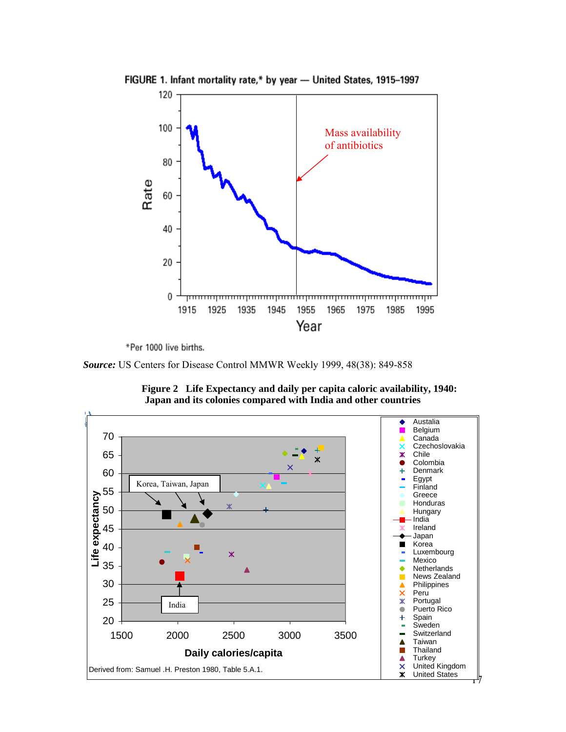FIGURE 1. Infant mortality rate,* by year — United States, 1915–1997

Mass availability of antibiotics

*Per 1000 live births.

***Source:*** US Centers for Disease Control MMWR Weekly 1999, 48(38): 849-858

**Figure 2 Life Expectancy and daily per capita caloric availability, 1940: Japan and its colonies compared with India and other countries**

Korea, Taiwan, Japan

India

Derived from: Samuel .H. Preston 1980, Table 5.A.1.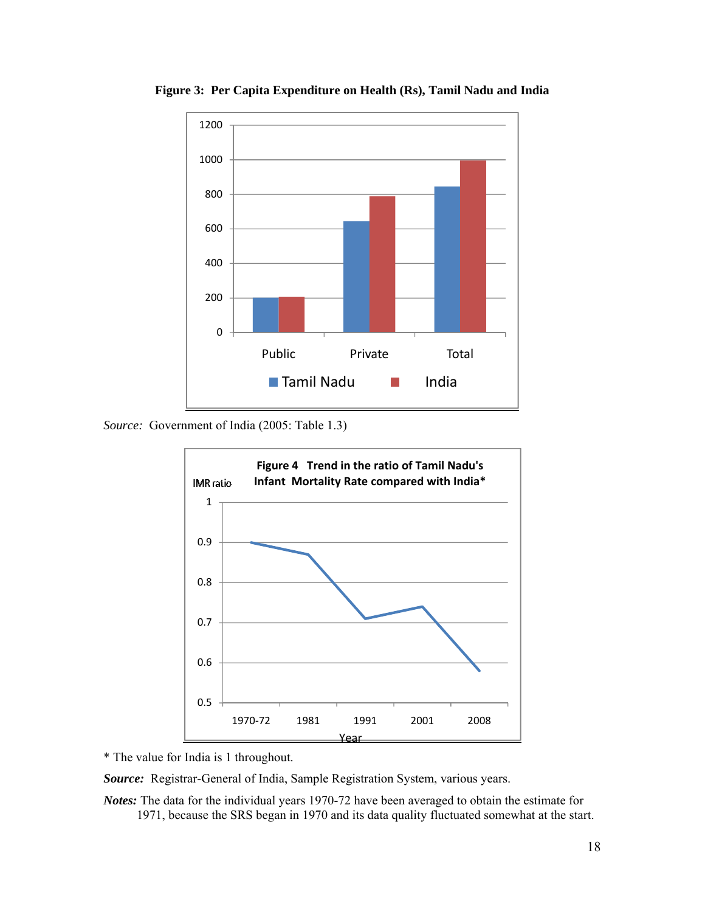**Figure 3: Per Capita Expenditure on Health (Rs), Tamil Nadu and India**

*Source:* Government of India (2005: Table 1.3)

Figure 4 Trend in the ratio of Tamil Nadu's Infant Mortality Rate compared with India*

\* The value for India is 1 throughout.

***Source:*** Registrar-General of India, Sample Registration System, various years.

***Notes:*** The data for the individual years 1970-72 have been averaged to obtain the estimate for 1971, because the SRS began in 1970 and its data quality fluctuated somewhat at the start.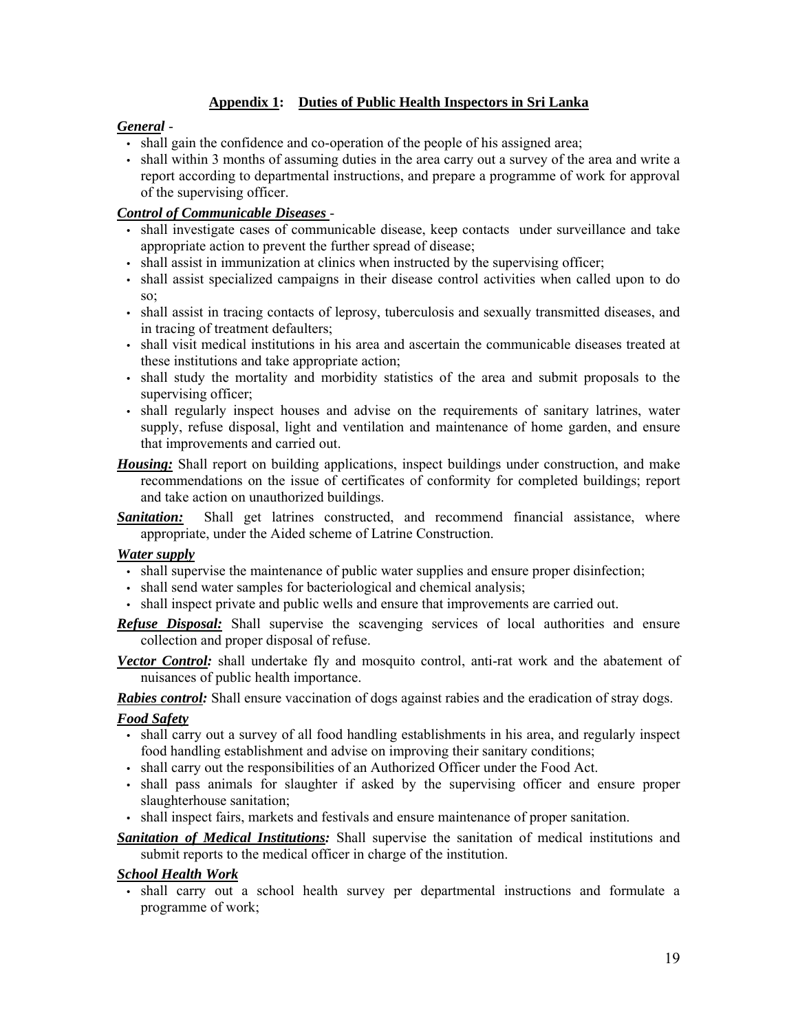## **Appendix 1: Duties of Public Health Inspectors in Sri Lanka**

***General*** -

- shall gain the confidence and co-operation of the people of his assigned area;
- shall within 3 months of assuming duties in the area carry out a survey of the area and write a report according to departmental instructions, and prepare a programme of work for approval of the supervising officer.

***Control of Communicable Diseases*** -

- shall investigate cases of communicable disease, keep contacts under surveillance and take appropriate action to prevent the further spread of disease;
- shall assist in immunization at clinics when instructed by the supervising officer;
- shall assist specialized campaigns in their disease control activities when called upon to do so;
- shall assist in tracing contacts of leprosy, tuberculosis and sexually transmitted diseases, and in tracing of treatment defaulters;
- shall visit medical institutions in his area and ascertain the communicable diseases treated at these institutions and take appropriate action;
- shall study the mortality and morbidity statistics of the area and submit proposals to the supervising officer;
- shall regularly inspect houses and advise on the requirements of sanitary latrines, water supply, refuse disposal, light and ventilation and maintenance of home garden, and ensure that improvements and carried out.

***Housing:*** Shall report on building applications, inspect buildings under construction, and make recommendations on the issue of certificates of conformity for completed buildings; report and take action on unauthorized buildings.

***Sanitation:*** Shall get latrines constructed, and recommend financial assistance, where appropriate, under the Aided scheme of Latrine Construction.

***Water supply***

- shall supervise the maintenance of public water supplies and ensure proper disinfection;
- shall send water samples for bacteriological and chemical analysis;
- shall inspect private and public wells and ensure that improvements are carried out.

***Refuse Disposal:*** Shall supervise the scavenging services of local authorities and ensure collection and proper disposal of refuse.

***Vector Control:*** shall undertake fly and mosquito control, anti-rat work and the abatement of nuisances of public health importance.

***Rabies control:*** Shall ensure vaccination of dogs against rabies and the eradication of stray dogs.

***Food Safety***

- shall carry out a survey of all food handling establishments in his area, and regularly inspect food handling establishment and advise on improving their sanitary conditions;
- shall carry out the responsibilities of an Authorized Officer under the Food Act.
- shall pass animals for slaughter if asked by the supervising officer and ensure proper slaughterhouse sanitation;
- shall inspect fairs, markets and festivals and ensure maintenance of proper sanitation.

***Sanitation of Medical Institutions:*** Shall supervise the sanitation of medical institutions and submit reports to the medical officer in charge of the institution.

***School Health Work***

- shall carry out a school health survey per departmental instructions and formulate a programme of work;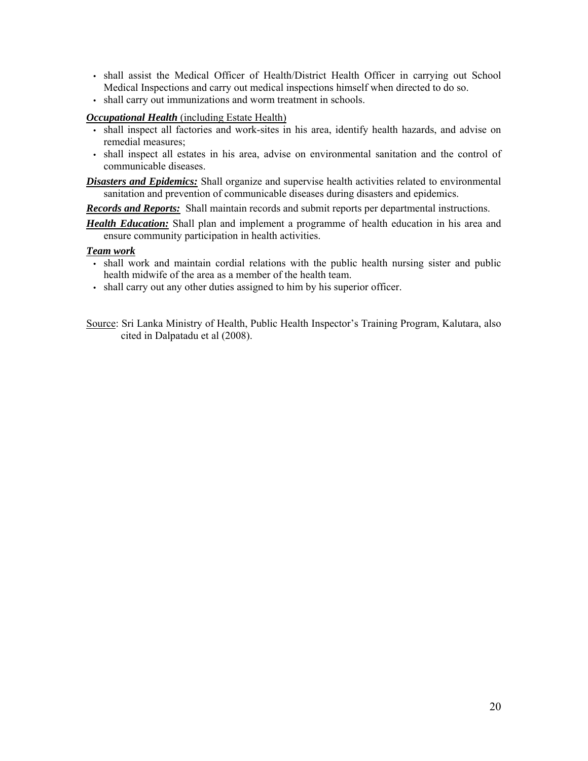- shall assist the Medical Officer of Health/District Health Officer in carrying out School Medical Inspections and carry out medical inspections himself when directed to do so.
- shall carry out immunizations and worm treatment in schools.

***Occupational Health*** (including Estate Health)

- shall inspect all factories and work-sites in his area, identify health hazards, and advise on remedial measures;
- shall inspect all estates in his area, advise on environmental sanitation and the control of communicable diseases.

***Disasters and Epidemics:*** Shall organize and supervise health activities related to environmental sanitation and prevention of communicable diseases during disasters and epidemics.

***Records and Reports:*** Shall maintain records and submit reports per departmental instructions.

***Health Education:*** Shall plan and implement a programme of health education in his area and ensure community participation in health activities.

***Team work***

- shall work and maintain cordial relations with the public health nursing sister and public health midwife of the area as a member of the health team.
- shall carry out any other duties assigned to him by his superior officer.

Source: Sri Lanka Ministry of Health, Public Health Inspector's Training Program, Kalutara, also cited in Dalpatadu et al (2008).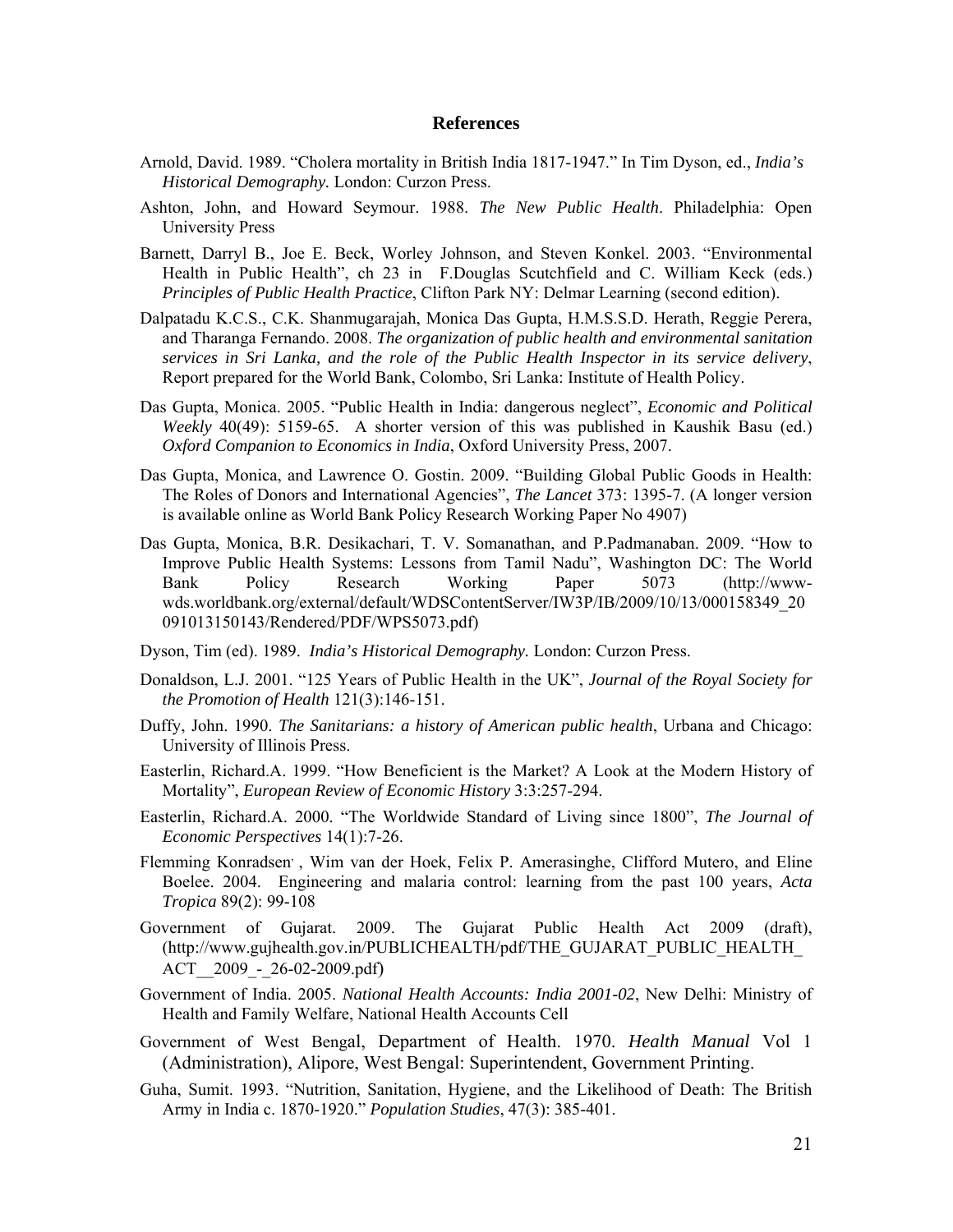## References

Arnold, David. 1989. "Cholera mortality in British India 1817-1947." In Tim Dyson, ed., *India's Historical Demography.* London: Curzon Press.

Ashton, John, and Howard Seymour. 1988. *The New Public Health*. Philadelphia: Open University Press

Barnett, Darryl B., Joe E. Beck, Worley Johnson, and Steven Konkel. 2003. "Environmental Health in Public Health", ch 23 in F.Douglas Scutchfield and C. William Keck (eds.) *Principles of Public Health Practice*, Clifton Park NY: Delmar Learning (second edition).

Dalpatadu K.C.S., C.K. Shanmugarajah, Monica Das Gupta, H.M.S.S.D. Herath, Reggie Perera, and Tharanga Fernando. 2008. *The organization of public health and environmental sanitation services in Sri Lanka, and the role of the Public Health Inspector in its service delivery*, Report prepared for the World Bank, Colombo, Sri Lanka: Institute of Health Policy.

Das Gupta, Monica. 2005. "Public Health in India: dangerous neglect", *Economic and Political Weekly* 40(49): 5159-65. A shorter version of this was published in Kaushik Basu (ed.) *Oxford Companion to Economics in India*, Oxford University Press, 2007.

Das Gupta, Monica, and Lawrence O. Gostin. 2009. "Building Global Public Goods in Health: The Roles of Donors and International Agencies", *The Lancet* 373: 1395-7. (A longer version is available online as World Bank Policy Research Working Paper No 4907)

Das Gupta, Monica, B.R. Desikachari, T. V. Somanathan, and P.Padmanaban. 2009. "How to Improve Public Health Systems: Lessons from Tamil Nadu", Washington DC: The World Bank Policy Research Working Paper 5073 (http://www-wds.worldbank.org/external/default/WDSContentServer/IW3P/IB/2009/10/13/000158349_20091013150143/Rendered/PDF/WPS5073.pdf)

Dyson, Tim (ed). 1989. *India's Historical Demography.* London: Curzon Press.

Donaldson, L.J. 2001. "125 Years of Public Health in the UK", *Journal of the Royal Society for the Promotion of Health* 121(3):146-151.

Duffy, John. 1990. *The Sanitarians: a history of American public health*, Urbana and Chicago: University of Illinois Press.

Easterlin, Richard.A. 1999. "How Beneficient is the Market? A Look at the Modern History of Mortality", *European Review of Economic History* 3:3:257-294.

Easterlin, Richard.A. 2000. "The Worldwide Standard of Living since 1800", *The Journal of Economic Perspectives* 14(1):7-26.

Flemming Konradsen, Wim van der Hoek, Felix P. Amerasinghe, Clifford Mutero, and Eline Boelee. 2004. Engineering and malaria control: learning from the past 100 years, *Acta Tropica* 89(2): 99-108

Government of Gujarat. 2009. The Gujarat Public Health Act 2009 (draft), (http://www.gujhealth.gov.in/PUBLICHEALTH/pdf/THE_GUJARAT_PUBLIC_HEALTH_ACT__2009_-_26-02-2009.pdf)

Government of India. 2005. *National Health Accounts: India 2001-02*, New Delhi: Ministry of Health and Family Welfare, National Health Accounts Cell

Government of West Bengal, Department of Health. 1970. *Health Manual* Vol 1 (Administration), Alipore, West Bengal: Superintendent, Government Printing.

Guha, Sumit. 1993. "Nutrition, Sanitation, Hygiene, and the Likelihood of Death: The British Army in India c. 1870-1920." *Population Studies*, 47(3): 385-401.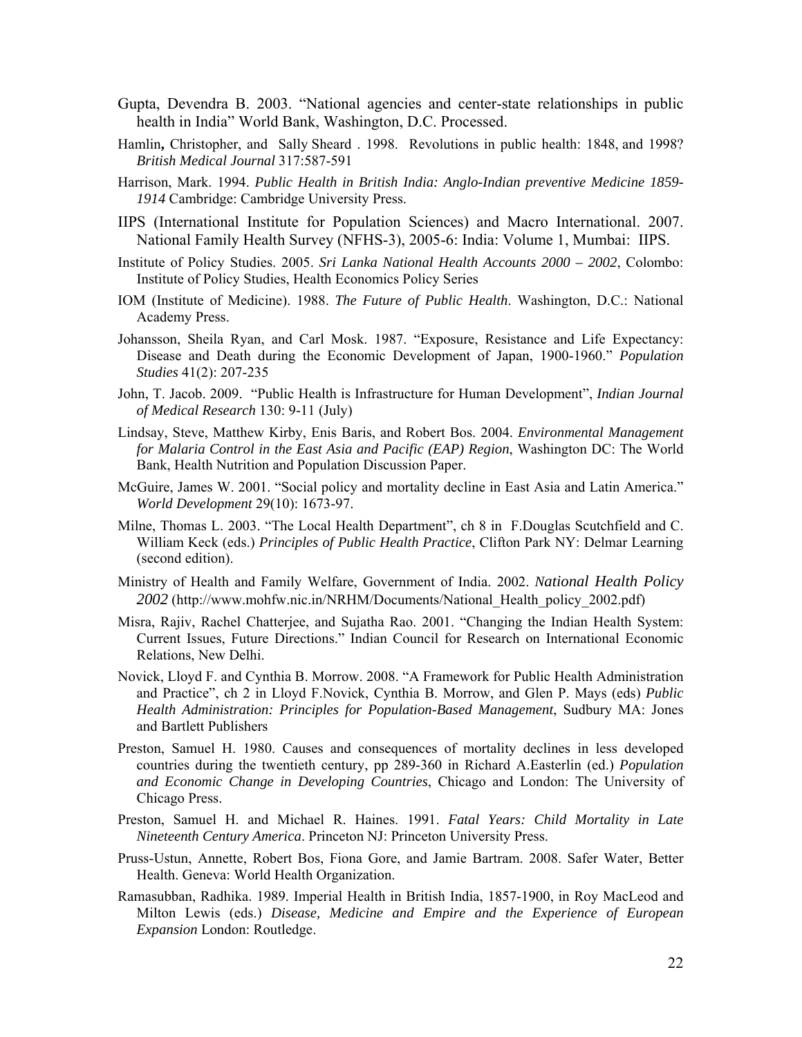Gupta, Devendra B. 2003. "National agencies and center-state relationships in public health in India" World Bank, Washington, D.C. Processed.

Hamlin**,** Christopher, and Sally Sheard . 1998. Revolutions in public health: 1848, and 1998? *British Medical Journal* 317:587-591

Harrison, Mark. 1994. *Public Health in British India: Anglo-Indian preventive Medicine 1859-1914* Cambridge: Cambridge University Press.

IIPS (International Institute for Population Sciences) and Macro International. 2007. National Family Health Survey (NFHS-3), 2005-6: India: Volume 1, Mumbai: IIPS.

Institute of Policy Studies. 2005. *Sri Lanka National Health Accounts 2000 – 2002*, Colombo: Institute of Policy Studies, Health Economics Policy Series

IOM (Institute of Medicine). 1988. *The Future of Public Health*. Washington, D.C.: National Academy Press.

Johansson, Sheila Ryan, and Carl Mosk. 1987. "Exposure, Resistance and Life Expectancy: Disease and Death during the Economic Development of Japan, 1900-1960." *Population Studies* 41(2): 207-235

John, T. Jacob. 2009. "Public Health is Infrastructure for Human Development", *Indian Journal of Medical Research* 130: 9-11 (July)

Lindsay, Steve, Matthew Kirby, Enis Baris, and Robert Bos. 2004. *Environmental Management for Malaria Control in the East Asia and Pacific (EAP) Region*, Washington DC: The World Bank, Health Nutrition and Population Discussion Paper.

McGuire, James W. 2001. "Social policy and mortality decline in East Asia and Latin America." *World Development* 29(10): 1673-97.

Milne, Thomas L. 2003. "The Local Health Department", ch 8 in F.Douglas Scutchfield and C. William Keck (eds.) *Principles of Public Health Practice*, Clifton Park NY: Delmar Learning (second edition).

Ministry of Health and Family Welfare, Government of India. 2002. *National Health Policy 2002* (http://www.mohfw.nic.in/NRHM/Documents/National_Health_policy_2002.pdf)

Misra, Rajiv, Rachel Chatterjee, and Sujatha Rao. 2001. "Changing the Indian Health System: Current Issues, Future Directions." Indian Council for Research on International Economic Relations, New Delhi.

Novick, Lloyd F. and Cynthia B. Morrow. 2008. "A Framework for Public Health Administration and Practice", ch 2 in Lloyd F.Novick, Cynthia B. Morrow, and Glen P. Mays (eds) *Public Health Administration: Principles for Population-Based Management*, Sudbury MA: Jones and Bartlett Publishers

Preston, Samuel H. 1980. Causes and consequences of mortality declines in less developed countries during the twentieth century, pp 289-360 in Richard A.Easterlin (ed.) *Population and Economic Change in Developing Countries*, Chicago and London: The University of Chicago Press.

Preston, Samuel H. and Michael R. Haines. 1991. *Fatal Years: Child Mortality in Late Nineteenth Century America*. Princeton NJ: Princeton University Press.

Pruss-Ustun, Annette, Robert Bos, Fiona Gore, and Jamie Bartram. 2008. Safer Water, Better Health. Geneva: World Health Organization.

Ramasubban, Radhika. 1989. Imperial Health in British India, 1857-1900, in Roy MacLeod and Milton Lewis (eds.) *Disease, Medicine and Empire and the Experience of European Expansion* London: Routledge.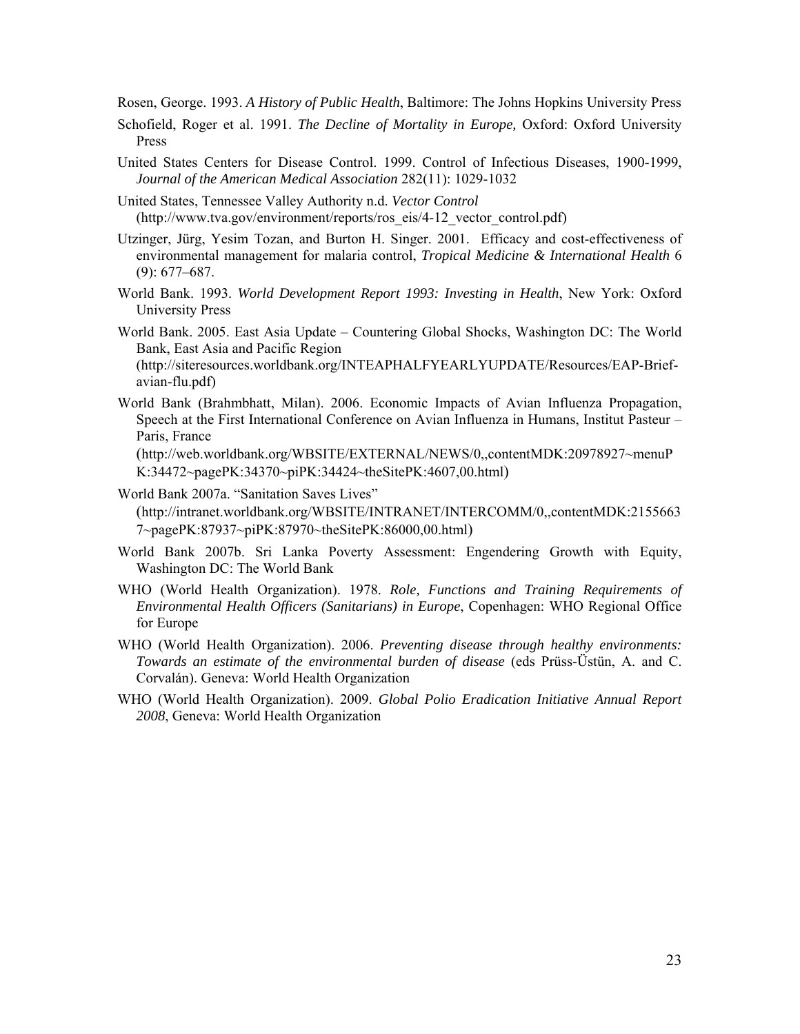Rosen, George. 1993. *A History of Public Health*, Baltimore: The Johns Hopkins University Press

Schofield, Roger et al. 1991. *The Decline of Mortality in Europe,* Oxford: Oxford University Press

United States Centers for Disease Control. 1999. Control of Infectious Diseases, 1900-1999, *Journal of the American Medical Association* 282(11): 1029-1032

United States, Tennessee Valley Authority n.d. *Vector Control* (http://www.tva.gov/environment/reports/ros_eis/4-12_vector_control.pdf)

Utzinger, Jürg, Yesim Tozan, and Burton H. Singer. 2001. Efficacy and cost-effectiveness of environmental management for malaria control, *Tropical Medicine & International Health* 6 (9): 677–687.

World Bank. 1993. *World Development Report 1993: Investing in Health*, New York: Oxford University Press

World Bank. 2005. East Asia Update – Countering Global Shocks, Washington DC: The World Bank, East Asia and Pacific Region (http://siteresources.worldbank.org/INTEAPHALFYEARLYUPDATE/Resources/EAP-Brief-avian-flu.pdf)

World Bank (Brahmbhatt, Milan). 2006. Economic Impacts of Avian Influenza Propagation, Speech at the First International Conference on Avian Influenza in Humans, Institut Pasteur – Paris, France (http://web.worldbank.org/WBSITE/EXTERNAL/NEWS/0,,contentMDK:20978927~menuPK:34472~pagePK:34370~piPK:34424~theSitePK:4607,00.html)

World Bank 2007a. "Sanitation Saves Lives" (http://intranet.worldbank.org/WBSITE/INTRANET/INTERCOMM/0,,contentMDK:21556637~pagePK:87937~piPK:87970~theSitePK:86000,00.html)

World Bank 2007b. Sri Lanka Poverty Assessment: Engendering Growth with Equity, Washington DC: The World Bank

WHO (World Health Organization). 1978. *Role, Functions and Training Requirements of Environmental Health Officers (Sanitarians) in Europe*, Copenhagen: WHO Regional Office for Europe

WHO (World Health Organization). 2006. *Preventing disease through healthy environments: Towards an estimate of the environmental burden of disease* (eds Prüss-Üstün, A. and C. Corvalán). Geneva: World Health Organization

WHO (World Health Organization). 2009. *Global Polio Eradication Initiative Annual Report 2008*, Geneva: World Health Organization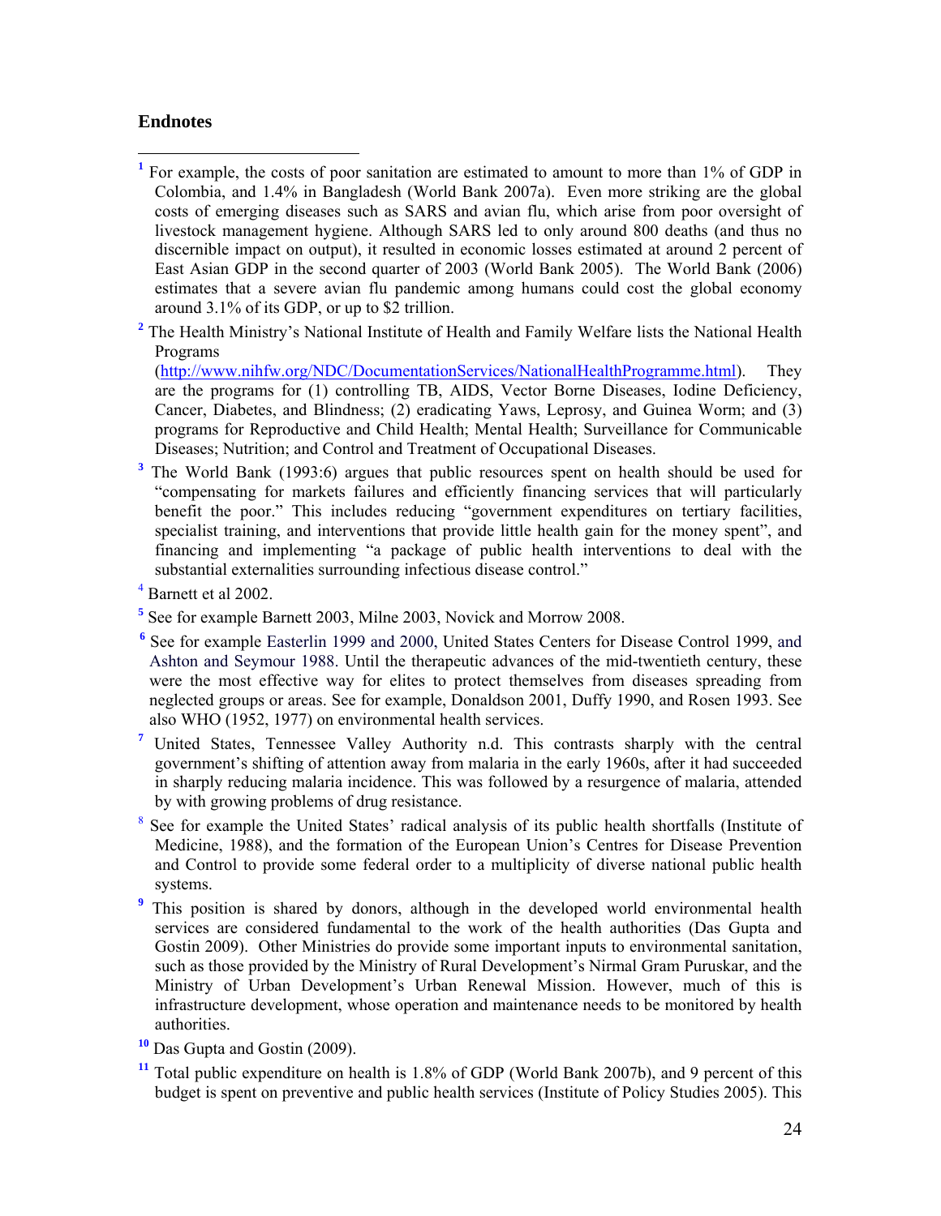## Endnotes

[1] For example, the costs of poor sanitation are estimated to amount to more than 1% of GDP in Colombia, and 1.4% in Bangladesh (World Bank 2007a). Even more striking are the global costs of emerging diseases such as SARS and avian flu, which arise from poor oversight of livestock management hygiene. Although SARS led to only around 800 deaths (and thus no discernible impact on output), it resulted in economic losses estimated at around 2 percent of East Asian GDP in the second quarter of 2003 (World Bank 2005). The World Bank (2006) estimates that a severe avian flu pandemic among humans could cost the global economy around 3.1% of its GDP, or up to $2 trillion.

[2] The Health Ministry's National Institute of Health and Family Welfare lists the National Health Programs (http://www.nihfw.org/NDC/DocumentationServices/NationalHealthProgramme.html). They are the programs for (1) controlling TB, AIDS, Vector Borne Diseases, Iodine Deficiency, Cancer, Diabetes, and Blindness; (2) eradicating Yaws, Leprosy, and Guinea Worm; and (3) programs for Reproductive and Child Health; Mental Health; Surveillance for Communicable Diseases; Nutrition; and Control and Treatment of Occupational Diseases.

[3] The World Bank (1993:6) argues that public resources spent on health should be used for "compensating for markets failures and efficiently financing services that will particularly benefit the poor." This includes reducing "government expenditures on tertiary facilities, specialist training, and interventions that provide little health gain for the money spent", and financing and implementing "a package of public health interventions to deal with the substantial externalities surrounding infectious disease control."

[4] Barnett et al 2002.

[5] See for example Barnett 2003, Milne 2003, Novick and Morrow 2008.

[6] See for example Easterlin 1999 and 2000, United States Centers for Disease Control 1999, and Ashton and Seymour 1988. Until the therapeutic advances of the mid-twentieth century, these were the most effective way for elites to protect themselves from diseases spreading from neglected groups or areas. See for example, Donaldson 2001, Duffy 1990, and Rosen 1993. See also WHO (1952, 1977) on environmental health services.

[7] United States, Tennessee Valley Authority n.d. This contrasts sharply with the central government's shifting of attention away from malaria in the early 1960s, after it had succeeded in sharply reducing malaria incidence. This was followed by a resurgence of malaria, attended by with growing problems of drug resistance.

[8] See for example the United States' radical analysis of its public health shortfalls (Institute of Medicine, 1988), and the formation of the European Union's Centres for Disease Prevention and Control to provide some federal order to a multiplicity of diverse national public health systems.

[9] This position is shared by donors, although in the developed world environmental health services are considered fundamental to the work of the health authorities (Das Gupta and Gostin 2009). Other Ministries do provide some important inputs to environmental sanitation, such as those provided by the Ministry of Rural Development's Nirmal Gram Puruskar, and the Ministry of Urban Development's Urban Renewal Mission. However, much of this is infrastructure development, whose operation and maintenance needs to be monitored by health authorities.

[10] Das Gupta and Gostin (2009).

[11] Total public expenditure on health is 1.8% of GDP (World Bank 2007b), and 9 percent of this budget is spent on preventive and public health services (Institute of Policy Studies 2005). This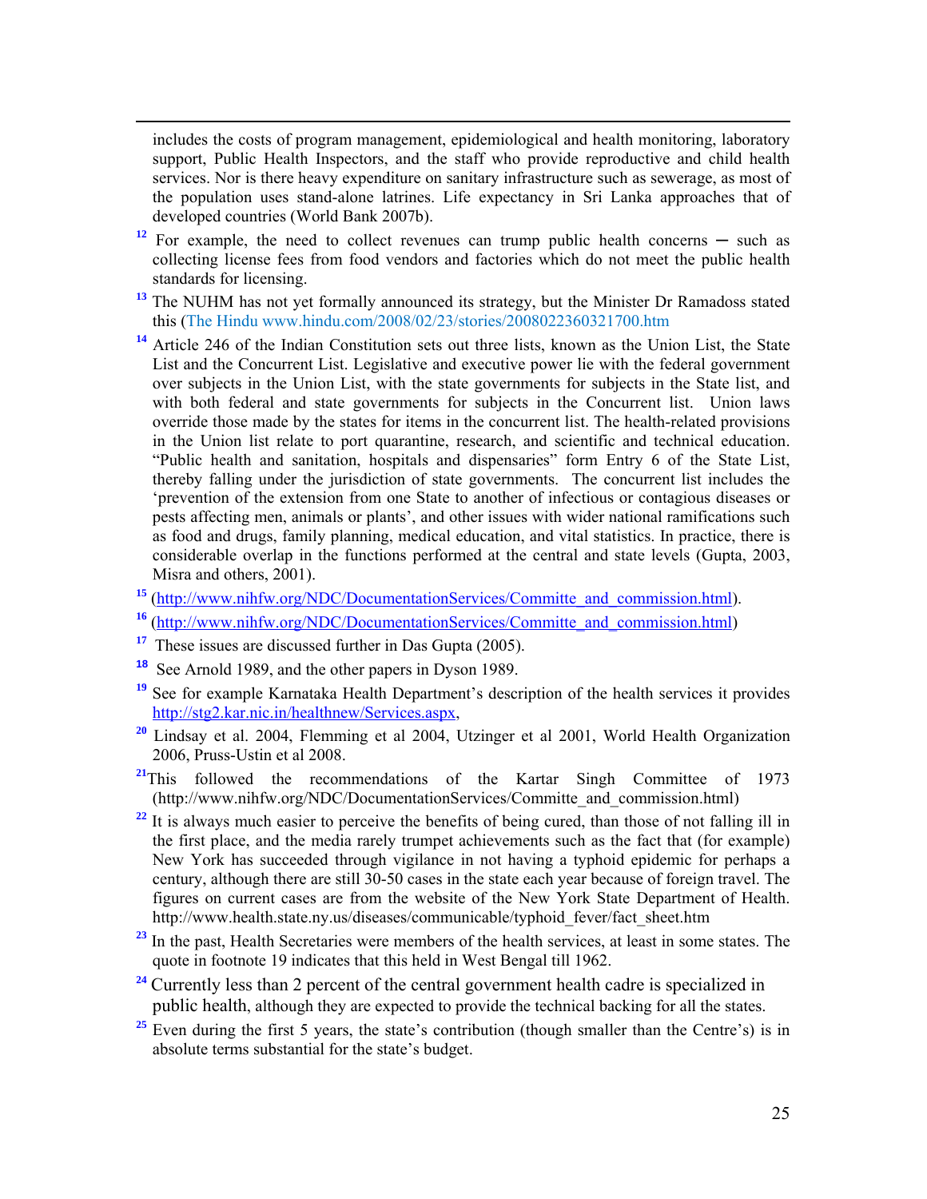includes the costs of program management, epidemiological and health monitoring, laboratory support, Public Health Inspectors, and the staff who provide reproductive and child health services. Nor is there heavy expenditure on sanitary infrastructure such as sewerage, as most of the population uses stand-alone latrines. Life expectancy in Sri Lanka approaches that of developed countries (World Bank 2007b).

[12] For example, the need to collect revenues can trump public health concerns ─ such as collecting license fees from food vendors and factories which do not meet the public health standards for licensing.

[13] The NUHM has not yet formally announced its strategy, but the Minister Dr Ramadoss stated this (The Hindu www.hindu.com/2008/02/23/stories/2008022360321700.htm

[14] Article 246 of the Indian Constitution sets out three lists, known as the Union List, the State List and the Concurrent List. Legislative and executive power lie with the federal government over subjects in the Union List, with the state governments for subjects in the State list, and with both federal and state governments for subjects in the Concurrent list. Union laws override those made by the states for items in the concurrent list. The health-related provisions in the Union list relate to port quarantine, research, and scientific and technical education. "Public health and sanitation, hospitals and dispensaries" form Entry 6 of the State List, thereby falling under the jurisdiction of state governments. The concurrent list includes the 'prevention of the extension from one State to another of infectious or contagious diseases or pests affecting men, animals or plants', and other issues with wider national ramifications such as food and drugs, family planning, medical education, and vital statistics. In practice, there is considerable overlap in the functions performed at the central and state levels (Gupta, 2003, Misra and others, 2001).

[15] (http://www.nihfw.org/NDC/DocumentationServices/Committe_and_commission.html).

[16] (http://www.nihfw.org/NDC/DocumentationServices/Committe_and_commission.html)

[17] These issues are discussed further in Das Gupta (2005).

[18] See Arnold 1989, and the other papers in Dyson 1989.

[19] See for example Karnataka Health Department's description of the health services it provides http://stg2.kar.nic.in/healthnew/Services.aspx,

[20] Lindsay et al. 2004, Flemming et al 2004, Utzinger et al 2001, World Health Organization 2006, Pruss-Ustin et al 2008.

[21] This followed the recommendations of the Kartar Singh Committee of 1973 (http://www.nihfw.org/NDC/DocumentationServices/Committe_and_commission.html)

[22] It is always much easier to perceive the benefits of being cured, than those of not falling ill in the first place, and the media rarely trumpet achievements such as the fact that (for example) New York has succeeded through vigilance in not having a typhoid epidemic for perhaps a century, although there are still 30-50 cases in the state each year because of foreign travel. The figures on current cases are from the website of the New York State Department of Health. http://www.health.state.ny.us/diseases/communicable/typhoid_fever/fact_sheet.htm

[23] In the past, Health Secretaries were members of the health services, at least in some states. The quote in footnote 19 indicates that this held in West Bengal till 1962.

[24] Currently less than 2 percent of the central government health cadre is specialized in public health, although they are expected to provide the technical backing for all the states.

[25] Even during the first 5 years, the state's contribution (though smaller than the Centre's) is in absolute terms substantial for the state's budget.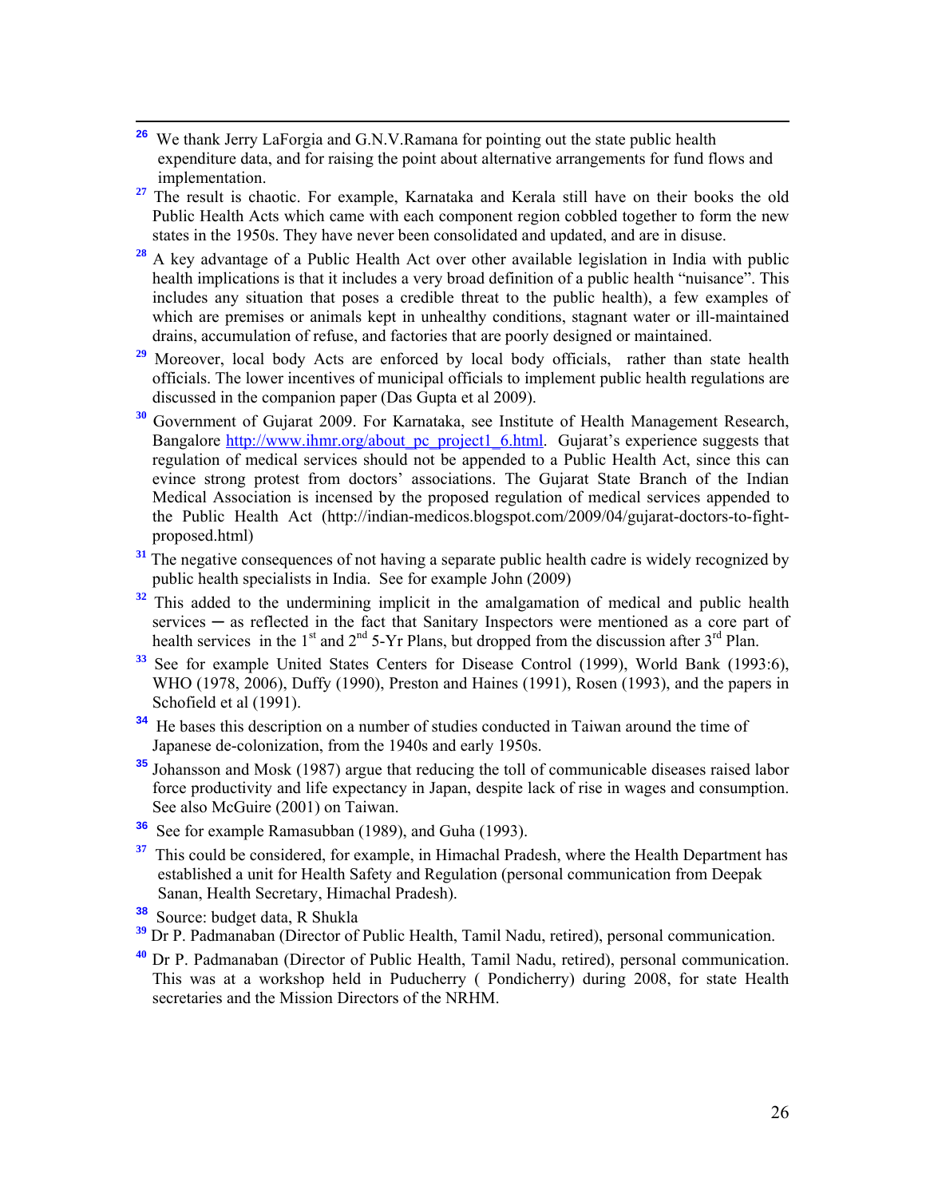[26] We thank Jerry LaForgia and G.N.V.Ramana for pointing out the state public health expenditure data, and for raising the point about alternative arrangements for fund flows and implementation.

[27] The result is chaotic. For example, Karnataka and Kerala still have on their books the old Public Health Acts which came with each component region cobbled together to form the new states in the 1950s. They have never been consolidated and updated, and are in disuse.

[28] A key advantage of a Public Health Act over other available legislation in India with public health implications is that it includes a very broad definition of a public health "nuisance". This includes any situation that poses a credible threat to the public health), a few examples of which are premises or animals kept in unhealthy conditions, stagnant water or ill-maintained drains, accumulation of refuse, and factories that are poorly designed or maintained.

[29] Moreover, local body Acts are enforced by local body officials, rather than state health officials. The lower incentives of municipal officials to implement public health regulations are discussed in the companion paper (Das Gupta et al 2009).

[30] Government of Gujarat 2009. For Karnataka, see Institute of Health Management Research, Bangalore http://www.ihmr.org/about_pc_project1_6.html. Gujarat's experience suggests that regulation of medical services should not be appended to a Public Health Act, since this can evince strong protest from doctors' associations. The Gujarat State Branch of the Indian Medical Association is incensed by the proposed regulation of medical services appended to the Public Health Act (http://indian-medicos.blogspot.com/2009/04/gujarat-doctors-to-fight-proposed.html)

[31] The negative consequences of not having a separate public health cadre is widely recognized by public health specialists in India. See for example John (2009)

[32] This added to the undermining implicit in the amalgamation of medical and public health services ─ as reflected in the fact that Sanitary Inspectors were mentioned as a core part of health services in the 1st and 2nd 5-Yr Plans, but dropped from the discussion after 3rd Plan.

[33] See for example United States Centers for Disease Control (1999), World Bank (1993:6), WHO (1978, 2006), Duffy (1990), Preston and Haines (1991), Rosen (1993), and the papers in Schofield et al (1991).

[34] He bases this description on a number of studies conducted in Taiwan around the time of Japanese de-colonization, from the 1940s and early 1950s.

[35] Johansson and Mosk (1987) argue that reducing the toll of communicable diseases raised labor force productivity and life expectancy in Japan, despite lack of rise in wages and consumption. See also McGuire (2001) on Taiwan.

[36] See for example Ramasubban (1989), and Guha (1993).

[37] This could be considered, for example, in Himachal Pradesh, where the Health Department has established a unit for Health Safety and Regulation (personal communication from Deepak Sanan, Health Secretary, Himachal Pradesh).

[38] Source: budget data, R Shukla

[39] Dr P. Padmanaban (Director of Public Health, Tamil Nadu, retired), personal communication.

[40] Dr P. Padmanaban (Director of Public Health, Tamil Nadu, retired), personal communication. This was at a workshop held in Puducherry ( Pondicherry) during 2008, for state Health secretaries and the Mission Directors of the NRHM.